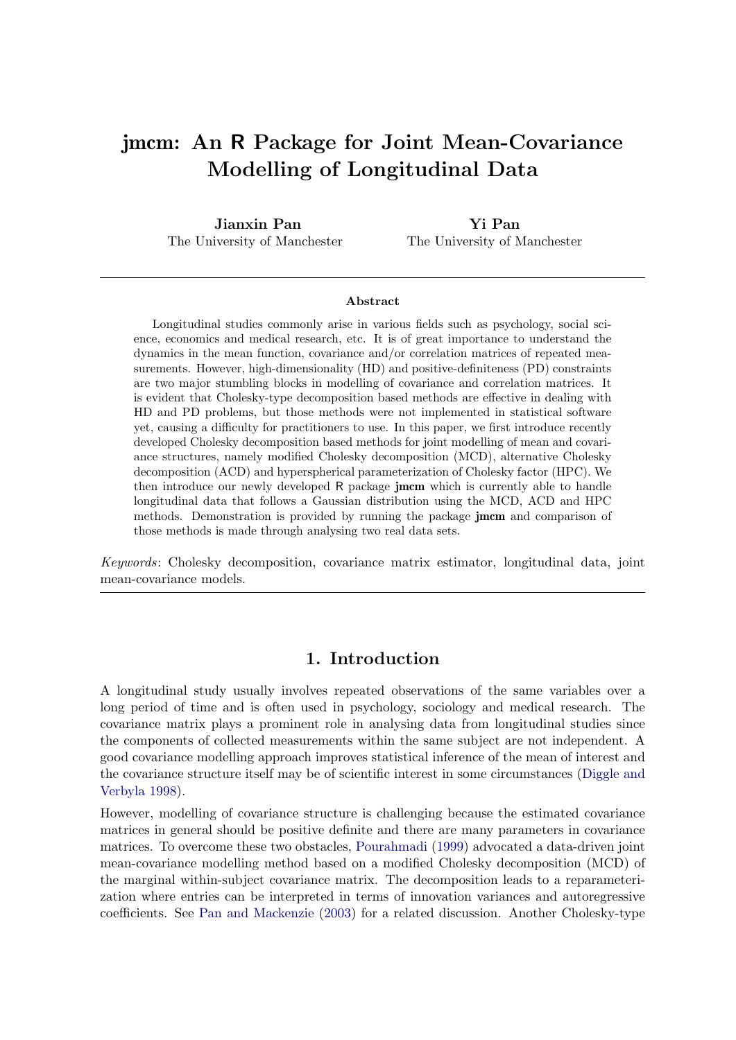# jmcm: An R Package for Joint Mean-Covariance Modelling of Longitudinal Data

**Jianxin Pan**
The University of Manchester

**Yi Pan**
The University of Manchester

### Abstract

Longitudinal studies commonly arise in various fields such as psychology, social science, economics and medical research, etc. It is of great importance to understand the dynamics in the mean function, covariance and/or correlation matrices of repeated measurements. However, high-dimensionality (HD) and positive-definiteness (PD) constraints are two major stumbling blocks in modelling of covariance and correlation matrices. It is evident that Cholesky-type decomposition based methods are effective in dealing with HD and PD problems, but those methods were not implemented in statistical software yet, causing a difficulty for practitioners to use. In this paper, we first introduce recently developed Cholesky decomposition based methods for joint modelling of mean and covariance structures, namely modified Cholesky decomposition (MCD), alternative Cholesky decomposition (ACD) and hyperspherical parameterization of Cholesky factor (HPC). We then introduce our newly developed R package **jmcm** which is currently able to handle longitudinal data that follows a Gaussian distribution using the MCD, ACD and HPC methods. Demonstration is provided by running the package **jmcm** and comparison of those methods is made through analysing two real data sets.

*Keywords*: Cholesky decomposition, covariance matrix estimator, longitudinal data, joint mean-covariance models.

## 1. Introduction

A longitudinal study usually involves repeated observations of the same variables over a long period of time and is often used in psychology, sociology and medical research. The covariance matrix plays a prominent role in analysing data from longitudinal studies since the components of collected measurements within the same subject are not independent. A good covariance modelling approach improves statistical inference of the mean of interest and the covariance structure itself may be of scientific interest in some circumstances (Diggle and Verbyla 1998).

However, modelling of covariance structure is challenging because the estimated covariance matrices in general should be positive definite and there are many parameters in covariance matrices. To overcome these two obstacles, Pourahmadi (1999) advocated a data-driven joint mean-covariance modelling method based on a modified Cholesky decomposition (MCD) of the marginal within-subject covariance matrix. The decomposition leads to a reparameterization where entries can be interpreted in terms of innovation variances and autoregressive coefficients. See Pan and Mackenzie (2003) for a related discussion. Another Cholesky-type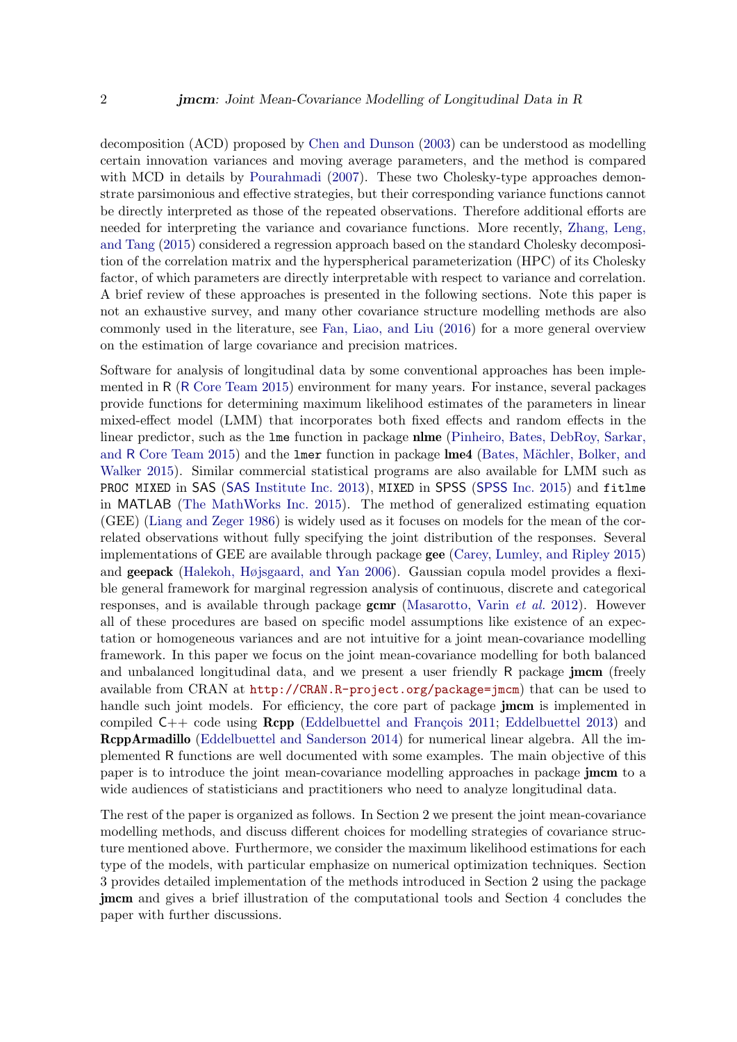decomposition (ACD) proposed by Chen and Dunson (2003) can be understood as modelling certain innovation variances and moving average parameters, and the method is compared with MCD in details by Pourahmadi (2007). These two Cholesky-type approaches demonstrate parsimonious and effective strategies, but their corresponding variance functions cannot be directly interpreted as those of the repeated observations. Therefore additional efforts are needed for interpreting the variance and covariance functions. More recently, Zhang, Leng, and Tang (2015) considered a regression approach based on the standard Cholesky decomposition of the correlation matrix and the hyperspherical parameterization (HPC) of its Cholesky factor, of which parameters are directly interpretable with respect to variance and correlation. A brief review of these approaches is presented in the following sections. Note this paper is not an exhaustive survey, and many other covariance structure modelling methods are also commonly used in the literature, see Fan, Liao, and Liu (2016) for a more general overview on the estimation of large covariance and precision matrices.

Software for analysis of longitudinal data by some conventional approaches has been implemented in R (R Core Team 2015) environment for many years. For instance, several packages provide functions for determining maximum likelihood estimates of the parameters in linear mixed-effect model (LMM) that incorporates both fixed effects and random effects in the linear predictor, such as the `lme` function in package **nlme** (Pinheiro, Bates, DebRoy, Sarkar, and R Core Team 2015) and the `lmer` function in package **lme4** (Bates, Mächler, Bolker, and Walker 2015). Similar commercial statistical programs are also available for LMM such as `PROC MIXED` in SAS (SAS Institute Inc. 2013), `MIXED` in SPSS (SPSS Inc. 2015) and `fitlme` in MATLAB (The MathWorks Inc. 2015). The method of generalized estimating equation (GEE) (Liang and Zeger 1986) is widely used as it focuses on models for the mean of the correlated observations without fully specifying the joint distribution of the responses. Several implementations of GEE are available through package **gee** (Carey, Lumley, and Ripley 2015) and **geepack** (Halekoh, Højsgaard, and Yan 2006). Gaussian copula model provides a flexible general framework for marginal regression analysis of continuous, discrete and categorical responses, and is available through package **gcmr** (Masarotto, Varin *et al.* 2012). However all of these procedures are based on specific model assumptions like existence of an expectation or homogeneous variances and are not intuitive for a joint mean-covariance modelling framework. In this paper we focus on the joint mean-covariance modelling for both balanced and unbalanced longitudinal data, and we present a user friendly R package **jmcm** (freely available from CRAN at `http://CRAN.R-project.org/package=jmcm`) that can be used to handle such joint models. For efficiency, the core part of package **jmcm** is implemented in compiled C++ code using **Rcpp** (Eddelbuettel and François 2011; Eddelbuettel 2013) and **RcppArmadillo** (Eddelbuettel and Sanderson 2014) for numerical linear algebra. All the implemented R functions are well documented with some examples. The main objective of this paper is to introduce the joint mean-covariance modelling approaches in package **jmcm** to a wide audiences of statisticians and practitioners who need to analyze longitudinal data.

The rest of the paper is organized as follows. In Section 2 we present the joint mean-covariance modelling methods, and discuss different choices for modelling strategies of covariance structure mentioned above. Furthermore, we consider the maximum likelihood estimations for each type of the models, with particular emphasize on numerical optimization techniques. Section 3 provides detailed implementation of the methods introduced in Section 2 using the package **jmcm** and gives a brief illustration of the computational tools and Section 4 concludes the paper with further discussions.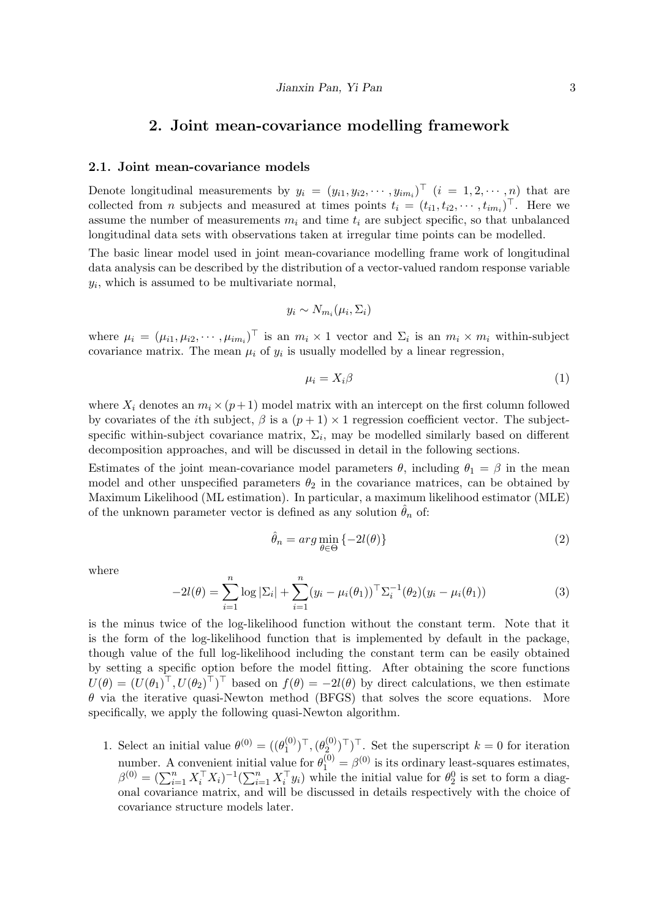## 2. Joint mean-covariance modelling framework

### 2.1. Joint mean-covariance models

Denote longitudinal measurements by $y_i = (y_{i1}, y_{i2}, \cdots, y_{im_i})^\top$ $(i = 1, 2, \cdots, n)$ that are collected from $n$ subjects and measured at times points $t_i = (t_{i1}, t_{i2}, \cdots, t_{im_i})^\top$. Here we assume the number of measurements $m_i$ and time $t_i$ are subject specific, so that unbalanced longitudinal data sets with observations taken at irregular time points can be modelled.

The basic linear model used in joint mean-covariance modelling frame work of longitudinal data analysis can be described by the distribution of a vector-valued random response variable $y_i$, which is assumed to be multivariate normal,

$$y_i \sim N_{m_i}(\mu_i, \Sigma_i)$$

where $\mu_i = (\mu_{i1}, \mu_{i2}, \cdots, \mu_{im_i})^\top$ is an $m_i \times 1$ vector and $\Sigma_i$ is an $m_i \times m_i$ within-subject covariance matrix. The mean $\mu_i$ of $y_i$ is usually modelled by a linear regression,

$$\mu_i = X_i \beta \tag{1}$$

where $X_i$ denotes an $m_i \times (p+1)$ model matrix with an intercept on the first column followed by covariates of the $i$th subject, $\beta$ is a $(p+1) \times 1$ regression coefficient vector. The subject-specific within-subject covariance matrix, $\Sigma_i$, may be modelled similarly based on different decomposition approaches, and will be discussed in detail in the following sections.

Estimates of the joint mean-covariance model parameters $\theta$, including $\theta_1 = \beta$ in the mean model and other unspecified parameters $\theta_2$ in the covariance matrices, can be obtained by Maximum Likelihood (ML estimation). In particular, a maximum likelihood estimator (MLE) of the unknown parameter vector is defined as any solution $\hat{\theta}_n$ of:

$$\hat{\theta}_n = arg \min_{\theta \in \Theta} \{-2l(\theta)\} \tag{2}$$

where

$$-2l(\theta) = \sum_{i=1}^{n} \log |\Sigma_i| + \sum_{i=1}^{n} (y_i - \mu_i(\theta_1))^\top \Sigma_i^{-1}(\theta_2)(y_i - \mu_i(\theta_1)) \tag{3}$$

is the minus twice of the log-likelihood function without the constant term. Note that it is the form of the log-likelihood function that is implemented by default in the package, though value of the full log-likelihood including the constant term can be easily obtained by setting a specific option before the model fitting. After obtaining the score functions $U(\theta) = (U(\theta_1)^\top, U(\theta_2)^\top)^\top$ based on $f(\theta) = -2l(\theta)$ by direct calculations, we then estimate $\theta$ via the iterative quasi-Newton method (BFGS) that solves the score equations. More specifically, we apply the following quasi-Newton algorithm.

1. Select an initial value $\theta^{(0)} = ((\theta_1^{(0)})^\top, (\theta_2^{(0)})^\top)^\top$. Set the superscript $k = 0$ for iteration number. A convenient initial value for $\theta_1^{(0)} = \beta^{(0)}$ is its ordinary least-squares estimates, $\beta^{(0)} = (\sum_{i=1}^{n} X_i^\top X_i)^{-1}(\sum_{i=1}^{n} X_i^\top y_i)$ while the initial value for $\theta_2^0$ is set to form a diagonal covariance matrix, and will be discussed in details respectively with the choice of covariance structure models later.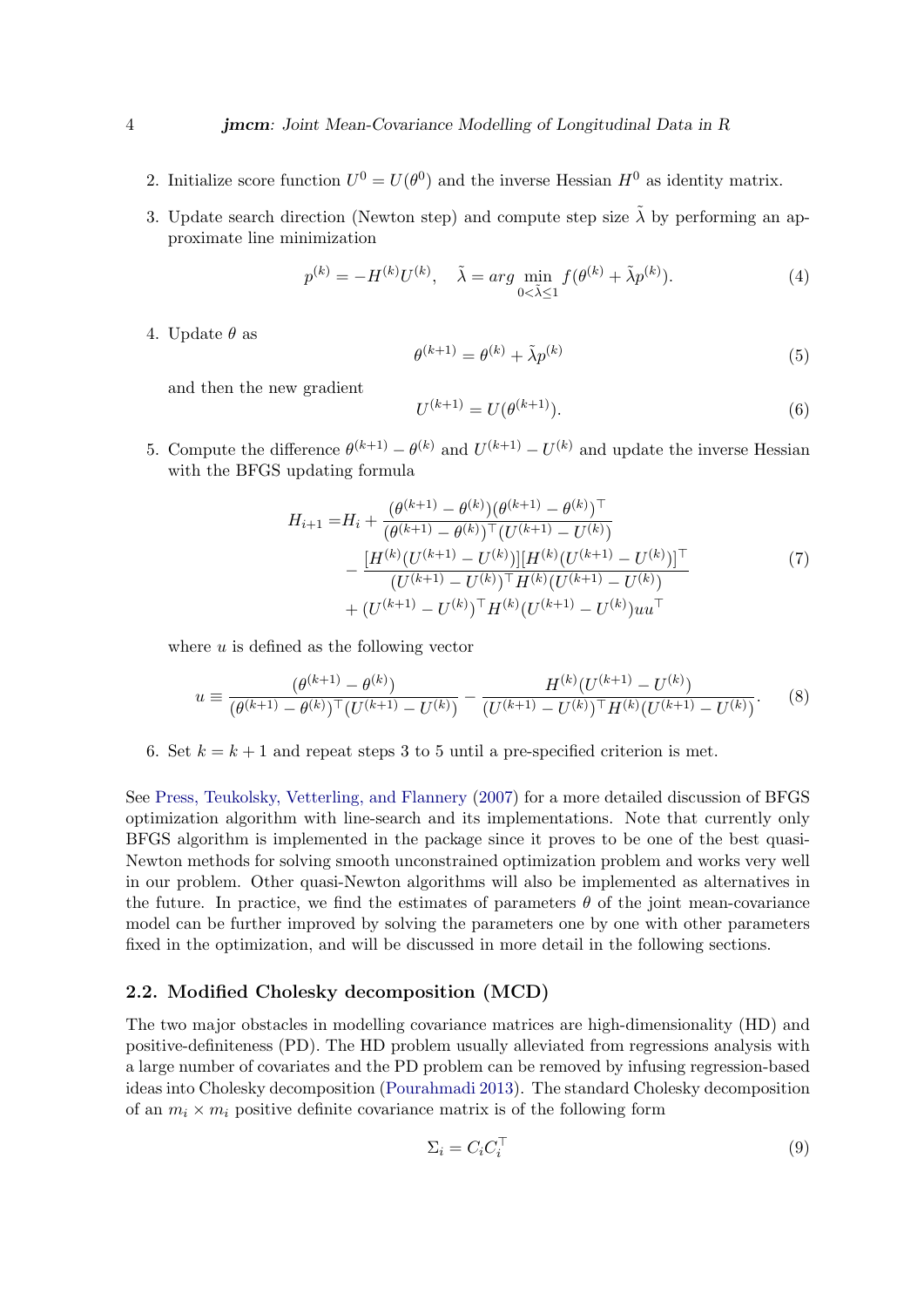2. Initialize score function $U^0 = U(\theta^0)$ and the inverse Hessian $H^0$ as identity matrix.

3. Update search direction (Newton step) and compute step size $\tilde{\lambda}$ by performing an approximate line minimization

$$p^{(k)} = -H^{(k)}U^{(k)}, \quad \tilde{\lambda} = arg \min_{0<\tilde{\lambda}\leq 1} f(\theta^{(k)} + \tilde{\lambda}p^{(k)}). \tag{4}$$

4. Update $\theta$ as

$$\theta^{(k+1)} = \theta^{(k)} + \tilde{\lambda}p^{(k)} \tag{5}$$

   and then the new gradient

$$U^{(k+1)} = U(\theta^{(k+1)}). \tag{6}$$

5. Compute the difference $\theta^{(k+1)} - \theta^{(k)}$ and $U^{(k+1)} - U^{(k)}$ and update the inverse Hessian with the BFGS updating formula

$$\begin{aligned} H_{i+1} = & H_i + \frac{(\theta^{(k+1)} - \theta^{(k)})(\theta^{(k+1)} - \theta^{(k)})^\top}{(\theta^{(k+1)} - \theta^{(k)})^\top(U^{(k+1)} - U^{(k)})} \\ & - \frac{[H^{(k)}(U^{(k+1)} - U^{(k)})][H^{(k)}(U^{(k+1)} - U^{(k)})]^\top}{(U^{(k+1)} - U^{(k)})^\top H^{(k)}(U^{(k+1)} - U^{(k)})} \\ & + (U^{(k+1)} - U^{(k)})^\top H^{(k)}(U^{(k+1)} - U^{(k)})uu^\top \end{aligned} \tag{7}$$

   where $u$ is defined as the following vector

$$u \equiv \frac{(\theta^{(k+1)} - \theta^{(k)})}{(\theta^{(k+1)} - \theta^{(k)})^\top(U^{(k+1)} - U^{(k)})} - \frac{H^{(k)}(U^{(k+1)} - U^{(k)})}{(U^{(k+1)} - U^{(k)})^\top H^{(k)}(U^{(k+1)} - U^{(k)})}. \tag{8}$$

6. Set $k = k + 1$ and repeat steps 3 to 5 until a pre-specified criterion is met.

See Press, Teukolsky, Vetterling, and Flannery (2007) for a more detailed discussion of BFGS optimization algorithm with line-search and its implementations. Note that currently only BFGS algorithm is implemented in the package since it proves to be one of the best quasi-Newton methods for solving smooth unconstrained optimization problem and works very well in our problem. Other quasi-Newton algorithms will also be implemented as alternatives in the future. In practice, we find the estimates of parameters $\theta$ of the joint mean-covariance model can be further improved by solving the parameters one by one with other parameters fixed in the optimization, and will be discussed in more detail in the following sections.

### 2.2. Modified Cholesky decomposition (MCD)

The two major obstacles in modelling covariance matrices are high-dimensionality (HD) and positive-definiteness (PD). The HD problem usually alleviated from regressions analysis with a large number of covariates and the PD problem can be removed by infusing regression-based ideas into Cholesky decomposition (Pourahmadi 2013). The standard Cholesky decomposition of an $m_i \times m_i$ positive definite covariance matrix is of the following form

$$\Sigma_i = C_i C_i^\top \tag{9}$$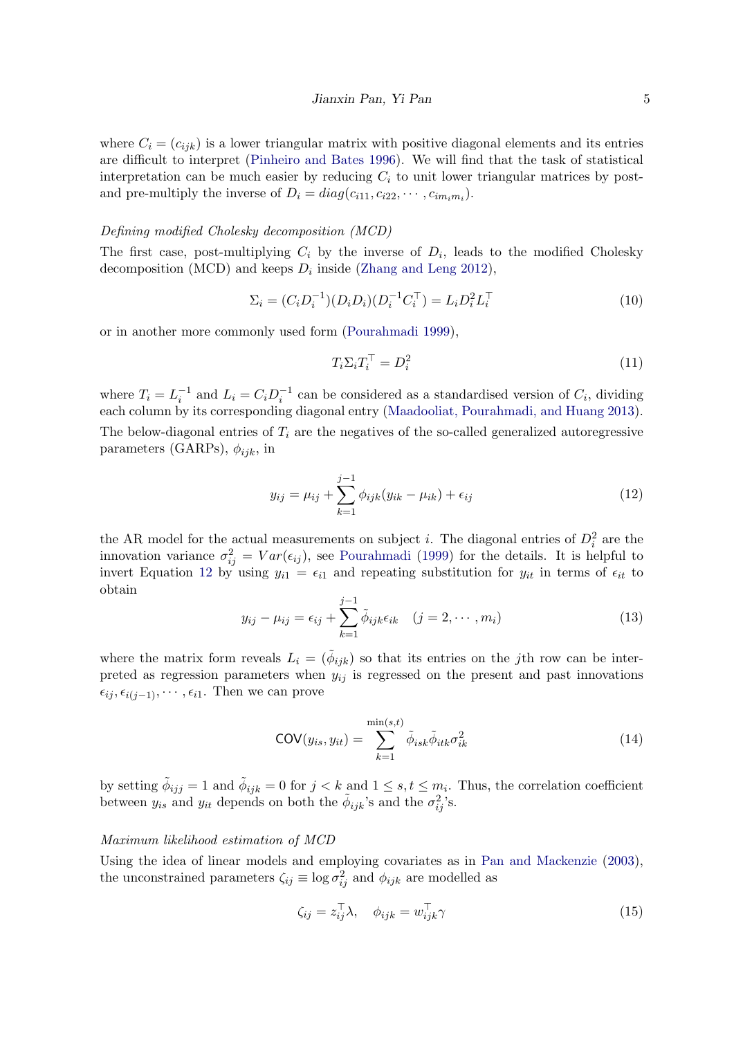where $C_i = (c_{ijk})$ is a lower triangular matrix with positive diagonal elements and its entries are difficult to interpret (Pinheiro and Bates 1996). We will find that the task of statistical interpretation can be much easier by reducing $C_i$ to unit lower triangular matrices by post- and pre-multiply the inverse of $D_i = diag(c_{i11}, c_{i22}, \cdots, c_{im_im_i})$.

*Defining modified Cholesky decomposition (MCD)*

The first case, post-multiplying $C_i$ by the inverse of $D_i$, leads to the modified Cholesky decomposition (MCD) and keeps $D_i$ inside (Zhang and Leng 2012),

$$\Sigma_i = (C_i D_i^{-1})(D_i D_i)(D_i^{-1} C_i^\top) = L_i D_i^2 L_i^\top \tag{10}$$

or in another more commonly used form (Pourahmadi 1999),

$$T_i \Sigma_i T_i^\top = D_i^2 \tag{11}$$

where $T_i = L_i^{-1}$ and $L_i = C_i D_i^{-1}$ can be considered as a standardised version of $C_i$, dividing each column by its corresponding diagonal entry (Maadooliat, Pourahmadi, and Huang 2013). The below-diagonal entries of $T_i$ are the negatives of the so-called generalized autoregressive parameters (GARPs), $\phi_{ijk}$, in

$$y_{ij} = \mu_{ij} + \sum_{k=1}^{j-1} \phi_{ijk}(y_{ik} - \mu_{ik}) + \epsilon_{ij} \tag{12}$$

the AR model for the actual measurements on subject $i$. The diagonal entries of $D_i^2$ are the innovation variance $\sigma_{ij}^2 = Var(\epsilon_{ij})$, see Pourahmadi (1999) for the details. It is helpful to invert Equation 12 by using $y_{i1} = \epsilon_{i1}$ and repeating substitution for $y_{it}$ in terms of $\epsilon_{it}$ to obtain

$$y_{ij} - \mu_{ij} = \epsilon_{ij} + \sum_{k=1}^{j-1} \tilde{\phi}_{ijk} \epsilon_{ik} \quad (j = 2, \cdots, m_i) \tag{13}$$

where the matrix form reveals $L_i = (\tilde{\phi}_{ijk})$ so that its entries on the $j$th row can be interpreted as regression parameters when $y_{ij}$ is regressed on the present and past innovations $\epsilon_{ij}, \epsilon_{i(j-1)}, \cdots, \epsilon_{i1}$. Then we can prove

$$\mathsf{COV}(y_{is}, y_{it}) = \sum_{k=1}^{\min(s,t)} \tilde{\phi}_{isk} \tilde{\phi}_{itk} \sigma_{ik}^2 \tag{14}$$

by setting $\tilde{\phi}_{ijj} = 1$ and $\tilde{\phi}_{ijk} = 0$ for $j < k$ and $1 \le s, t \le m_i$. Thus, the correlation coefficient between $y_{is}$ and $y_{it}$ depends on both the $\tilde{\phi}_{ijk}$'s and the $\sigma_{ij}^2$'s.

*Maximum likelihood estimation of MCD*

Using the idea of linear models and employing covariates as in Pan and Mackenzie (2003), the unconstrained parameters $\zeta_{ij} \equiv \log \sigma_{ij}^2$ and $\phi_{ijk}$ are modelled as

$$\zeta_{ij} = z_{ij}^\top \lambda, \quad \phi_{ijk} = w_{ijk}^\top \gamma \tag{15}$$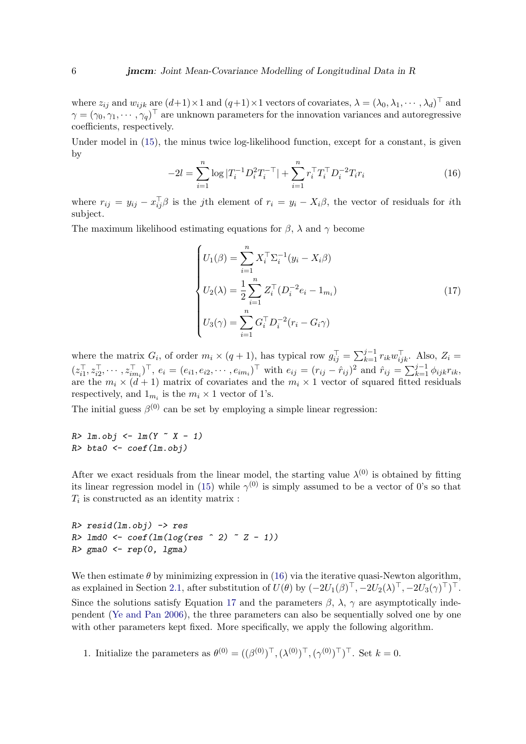where $z_{ij}$ and $w_{ijk}$ are $(d+1)\times 1$ and $(q+1)\times 1$ vectors of covariates, $\lambda = (\lambda_0, \lambda_1, \cdots, \lambda_d)^\top$ and $\gamma = (\gamma_0, \gamma_1, \cdots, \gamma_q)^\top$ are unknown parameters for the innovation variances and autoregressive coefficients, respectively.

Under model in (15), the minus twice log-likelihood function, except for a constant, is given by

$$-2l = \sum_{i=1}^{n} \log |T_i^{-1} D_i^2 T_i^{-\top}| + \sum_{i=1}^{n} r_i^\top T_i^\top D_i^{-2} T_i r_i \tag{16}$$

where $r_{ij} = y_{ij} - x_{ij}^\top \beta$ is the $j$th element of $r_i = y_i - X_i\beta$, the vector of residuals for $i$th subject.

The maximum likelihood estimating equations for $\beta$, $\lambda$ and $\gamma$ become

$$\begin{cases} U_1(\beta) = \sum_{i=1}^{n} X_i^\top \Sigma_i^{-1}(y_i - X_i\beta) \\ U_2(\lambda) = \frac{1}{2}\sum_{i=1}^{n} Z_i^\top (D_i^{-2} e_i - 1_{m_i}) \\ U_3(\gamma) = \sum_{i=1}^{n} G_i^\top D_i^{-2}(r_i - G_i\gamma) \end{cases} \tag{17}$$

where the matrix $G_i$, of order $m_i \times (q+1)$, has typical row $g_{ij}^\top = \sum_{k=1}^{j-1} r_{ik} w_{ijk}^\top$. Also, $Z_i = (z_{i1}^\top, z_{i2}^\top, \cdots, z_{im_i}^\top)^\top$, $e_i = (e_{i1}, e_{i2}, \cdots, e_{im_i})^\top$ with $e_{ij} = (r_{ij} - \hat{r}_{ij})^2$ and $\hat{r}_{ij} = \sum_{k=1}^{j-1} \phi_{ijk} r_{ik}$, are the $m_i \times (d+1)$ matrix of covariates and the $m_i \times 1$ vector of squared fitted residuals respectively, and $1_{m_i}$ is the $m_i \times 1$ vector of 1's.

The initial guess $\beta^{(0)}$ can be set by employing a simple linear regression:

```
R> lm.obj <- lm(Y ~ X - 1)
R> bta0 <- coef(lm.obj)
```

After we exact residuals from the linear model, the starting value $\lambda^{(0)}$ is obtained by fitting its linear regression model in (15) while $\gamma^{(0)}$ is simply assumed to be a vector of 0's so that $T_i$ is constructed as an identity matrix :

```
R> resid(lm.obj) -> res
R> lmd0 <- coef(lm(log(res ^ 2) ~ Z - 1))
R> gma0 <- rep(0, lgma)
```

We then estimate $\theta$ by minimizing expression in (16) via the iterative quasi-Newton algorithm, as explained in Section 2.1, after substitution of $U(\theta)$ by $(-2U_1(\beta)^\top, -2U_2(\lambda)^\top, -2U_3(\gamma)^\top)^\top$. Since the solutions satisfy Equation 17 and the parameters $\beta$, $\lambda$, $\gamma$ are asymptotically independent (Ye and Pan 2006), the three parameters can also be sequentially solved one by one with other parameters kept fixed. More specifically, we apply the following algorithm.

1. Initialize the parameters as $\theta^{(0)} = ((\beta^{(0)})^\top, (\lambda^{(0)})^\top, (\gamma^{(0)})^\top)^\top$. Set $k = 0$.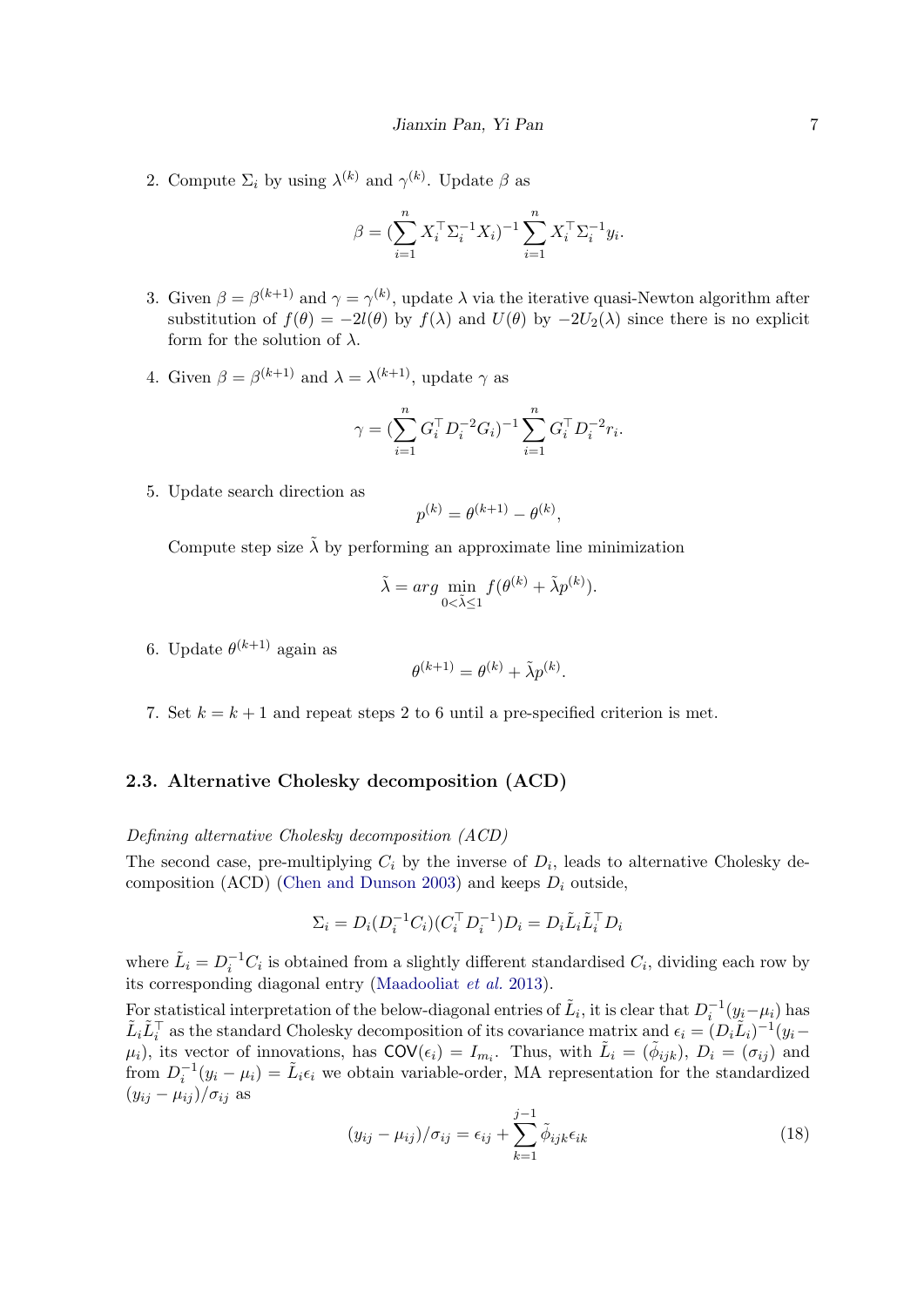2. Compute $\Sigma_i$ by using $\lambda^{(k)}$ and $\gamma^{(k)}$. Update $\beta$ as

$$\beta = (\sum_{i=1}^{n} X_i^\top \Sigma_i^{-1} X_i)^{-1} \sum_{i=1}^{n} X_i^\top \Sigma_i^{-1} y_i.$$

3. Given $\beta = \beta^{(k+1)}$ and $\gamma = \gamma^{(k)}$, update $\lambda$ via the iterative quasi-Newton algorithm after substitution of $f(\theta) = -2l(\theta)$ by $f(\lambda)$ and $U(\theta)$ by $-2U_2(\lambda)$ since there is no explicit form for the solution of $\lambda$.

4. Given $\beta = \beta^{(k+1)}$ and $\lambda = \lambda^{(k+1)}$, update $\gamma$ as

$$\gamma = (\sum_{i=1}^{n} G_i^\top D_i^{-2} G_i)^{-1} \sum_{i=1}^{n} G_i^\top D_i^{-2} r_i.$$

5. Update search direction as

$$p^{(k)} = \theta^{(k+1)} - \theta^{(k)},$$

Compute step size $\tilde{\lambda}$ by performing an approximate line minimization

$$\tilde{\lambda} = arg \min_{0<\tilde{\lambda}\leq 1} f(\theta^{(k)} + \tilde{\lambda} p^{(k)}).$$

6. Update $\theta^{(k+1)}$ again as

$$\theta^{(k+1)} = \theta^{(k)} + \tilde{\lambda} p^{(k)}.$$

7. Set $k = k + 1$ and repeat steps 2 to 6 until a pre-specified criterion is met.

### 2.3. Alternative Cholesky decomposition (ACD)

*Defining alternative Cholesky decomposition (ACD)*

The second case, pre-multiplying $C_i$ by the inverse of $D_i$, leads to alternative Cholesky decomposition (ACD) (Chen and Dunson 2003) and keeps $D_i$ outside,

$$\Sigma_i = D_i(D_i^{-1} C_i)(C_i^\top D_i^{-1}) D_i = D_i \tilde{L}_i \tilde{L}_i^\top D_i$$

where $\tilde{L}_i = D_i^{-1} C_i$ is obtained from a slightly different standardised $C_i$, dividing each row by its corresponding diagonal entry (Maadooliat *et al.* 2013).

For statistical interpretation of the below-diagonal entries of $\tilde{L}_i$, it is clear that $D_i^{-1}(y_i - \mu_i)$ has $\tilde{L}_i \tilde{L}_i^\top$ as the standard Cholesky decomposition of its covariance matrix and $\epsilon_i = (D_i \tilde{L}_i)^{-1}(y_i - \mu_i)$, its vector of innovations, has $\mathsf{COV}(\epsilon_i) = I_{m_i}$. Thus, with $\tilde{L}_i = (\tilde{\phi}_{ijk})$, $D_i = (\sigma_{ij})$ and from $D_i^{-1}(y_i - \mu_i) = \tilde{L}_i \epsilon_i$ we obtain variable-order, MA representation for the standardized $(y_{ij} - \mu_{ij})/\sigma_{ij}$ as

$$(y_{ij} - \mu_{ij})/\sigma_{ij} = \epsilon_{ij} + \sum_{k=1}^{j-1} \tilde{\phi}_{ijk} \epsilon_{ik} \tag{18}$$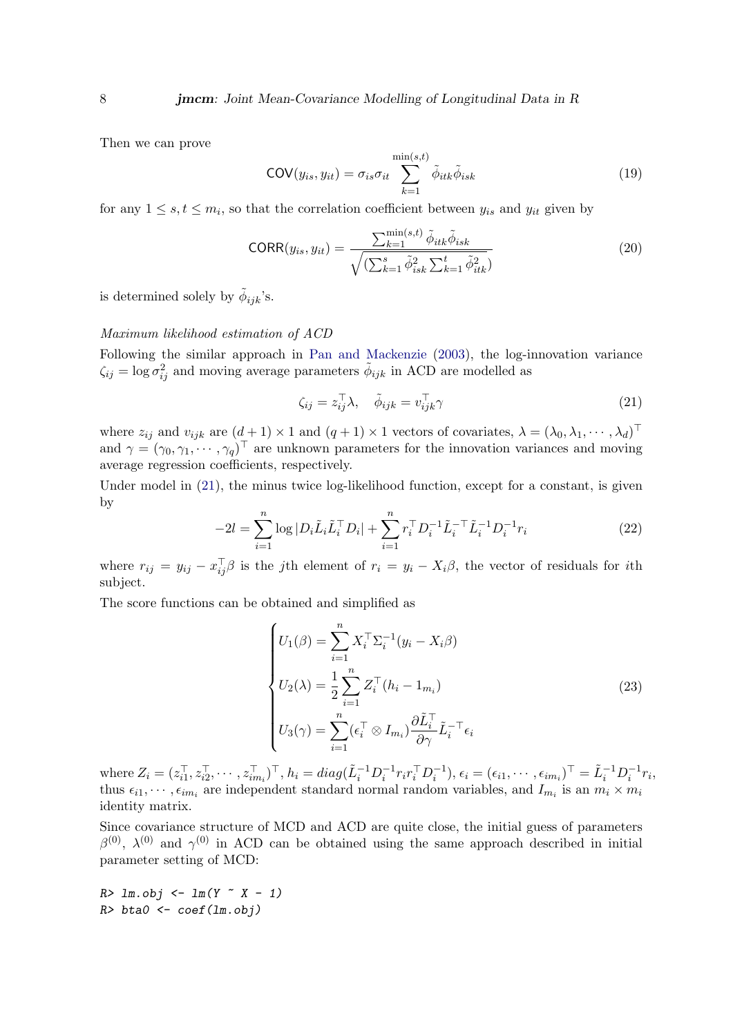Then we can prove

$$\mathsf{COV}(y_{is}, y_{it}) = \sigma_{is}\sigma_{it} \sum_{k=1}^{\min(s,t)} \tilde{\phi}_{itk}\tilde{\phi}_{isk} \tag{19}$$

for any $1 \leq s, t \leq m_i$, so that the correlation coefficient between $y_{is}$ and $y_{it}$ given by

$$\mathsf{CORR}(y_{is}, y_{it}) = \frac{\sum_{k=1}^{\min(s,t)} \tilde{\phi}_{itk}\tilde{\phi}_{isk}}{\sqrt{(\sum_{k=1}^{s} \tilde{\phi}_{isk}^2 \sum_{k=1}^{t} \tilde{\phi}_{itk}^2)}} \tag{20}$$

is determined solely by $\tilde{\phi}_{ijk}$'s.

*Maximum likelihood estimation of ACD*

Following the similar approach in Pan and Mackenzie (2003), the log-innovation variance $\zeta_{ij} = \log \sigma_{ij}^2$ and moving average parameters $\tilde{\phi}_{ijk}$ in ACD are modelled as

$$\zeta_{ij} = z_{ij}^\top \lambda, \quad \tilde{\phi}_{ijk} = v_{ijk}^\top \gamma \tag{21}$$

where $z_{ij}$ and $v_{ijk}$ are $(d+1) \times 1$ and $(q+1) \times 1$ vectors of covariates, $\lambda = (\lambda_0, \lambda_1, \cdots, \lambda_d)^\top$ and $\gamma = (\gamma_0, \gamma_1, \cdots, \gamma_q)^\top$ are unknown parameters for the innovation variances and moving average regression coefficients, respectively.

Under model in (21), the minus twice log-likelihood function, except for a constant, is given by

$$-2l = \sum_{i=1}^{n} \log |D_i \tilde{L}_i \tilde{L}_i^\top D_i| + \sum_{i=1}^{n} r_i^\top D_i^{-1} \tilde{L}_i^{-\top} \tilde{L}_i^{-1} D_i^{-1} r_i \tag{22}$$

where $r_{ij} = y_{ij} - x_{ij}^\top \beta$ is the $j$th element of $r_i = y_i - X_i\beta$, the vector of residuals for $i$th subject.

The score functions can be obtained and simplified as

$$\begin{cases} U_1(\beta) = \sum_{i=1}^{n} X_i^\top \Sigma_i^{-1}(y_i - X_i\beta) \\ U_2(\lambda) = \frac{1}{2}\sum_{i=1}^{n} Z_i^\top (h_i - 1_{m_i}) \\ U_3(\gamma) = \sum_{i=1}^{n} (\epsilon_i^\top \otimes I_{m_i}) \frac{\partial \tilde{L}_i^\top}{\partial \gamma} \tilde{L}_i^{-\top} \epsilon_i \end{cases} \tag{23}$$

where $Z_i = (z_{i1}^\top, z_{i2}^\top, \cdots, z_{im_i}^\top)^\top$, $h_i = diag(\tilde{L}_i^{-1} D_i^{-1} r_i r_i^\top D_i^{-1})$, $\epsilon_i = (\epsilon_{i1}, \cdots, \epsilon_{im_i})^\top = \tilde{L}_i^{-1} D_i^{-1} r_i$, thus $\epsilon_{i1}, \cdots, \epsilon_{im_i}$ are independent standard normal random variables, and $I_{m_i}$ is an $m_i \times m_i$ identity matrix.

Since covariance structure of MCD and ACD are quite close, the initial guess of parameters $\beta^{(0)}$, $\lambda^{(0)}$ and $\gamma^{(0)}$ in ACD can be obtained using the same approach described in initial parameter setting of MCD:

```
R> lm.obj <- lm(Y ~ X - 1)
R> bta0 <- coef(lm.obj)
```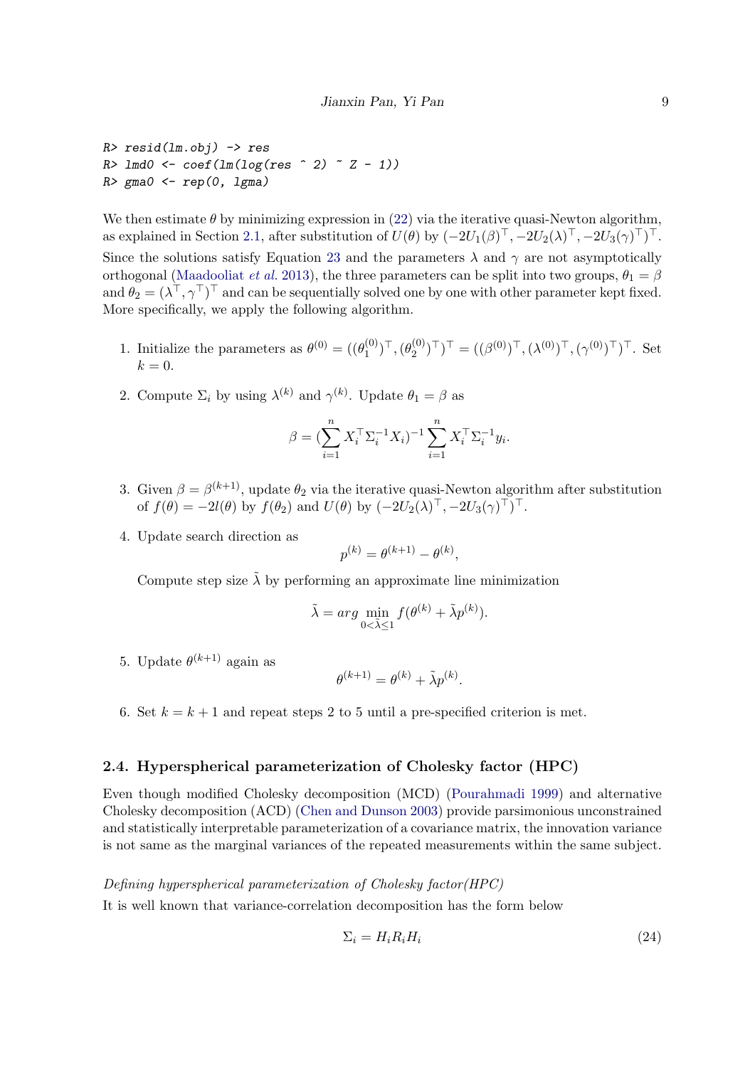```
R> resid(lm.obj) -> res
R> lmd0 <- coef(lm(log(res ^ 2) ~ Z - 1))
R> gma0 <- rep(0, lgma)
```

We then estimate $\theta$ by minimizing expression in (22) via the iterative quasi-Newton algorithm, as explained in Section 2.1, after substitution of $U(\theta)$ by $(-2U_1(\beta)^\top, -2U_2(\lambda)^\top, -2U_3(\gamma)^\top)^\top$. Since the solutions satisfy Equation 23 and the parameters $\lambda$ and $\gamma$ are not asymptotically orthogonal (Maadooliat *et al.* 2013), the three parameters can be split into two groups, $\theta_1 = \beta$ and $\theta_2 = (\lambda^\top, \gamma^\top)^\top$ and can be sequentially solved one by one with other parameter kept fixed. More specifically, we apply the following algorithm.

1. Initialize the parameters as $\theta^{(0)} = ((\theta_1^{(0)})^\top, (\theta_2^{(0)})^\top)^\top = ((\beta^{(0)})^\top, (\lambda^{(0)})^\top, (\gamma^{(0)})^\top)^\top$. Set $k = 0$.

2. Compute $\Sigma_i$ by using $\lambda^{(k)}$ and $\gamma^{(k)}$. Update $\theta_1 = \beta$ as
$$\beta = (\sum_{i=1}^{n} X_i^\top \Sigma_i^{-1} X_i)^{-1} \sum_{i=1}^{n} X_i^\top \Sigma_i^{-1} y_i.$$

3. Given $\beta = \beta^{(k+1)}$, update $\theta_2$ via the iterative quasi-Newton algorithm after substitution of $f(\theta) = -2l(\theta)$ by $f(\theta_2)$ and $U(\theta)$ by $(-2U_2(\lambda)^\top, -2U_3(\gamma)^\top)^\top$.

4. Update search direction as
$$p^{(k)} = \theta^{(k+1)} - \theta^{(k)},$$
Compute step size $\tilde{\lambda}$ by performing an approximate line minimization
$$\tilde{\lambda} = arg \min_{0<\tilde{\lambda}\leq 1} f(\theta^{(k)} + \tilde{\lambda} p^{(k)}).$$

5. Update $\theta^{(k+1)}$ again as
$$\theta^{(k+1)} = \theta^{(k)} + \tilde{\lambda} p^{(k)}.$$

6. Set $k = k + 1$ and repeat steps 2 to 5 until a pre-specified criterion is met.

## 2.4. Hyperspherical parameterization of Cholesky factor (HPC)

Even though modified Cholesky decomposition (MCD) (Pourahmadi 1999) and alternative Cholesky decomposition (ACD) (Chen and Dunson 2003) provide parsimonious unconstrained and statistically interpretable parameterization of a covariance matrix, the innovation variance is not same as the marginal variances of the repeated measurements within the same subject.

*Defining hyperspherical parameterization of Cholesky factor(HPC)*

It is well known that variance-correlation decomposition has the form below

$$\Sigma_i = H_i R_i H_i \tag{24}$$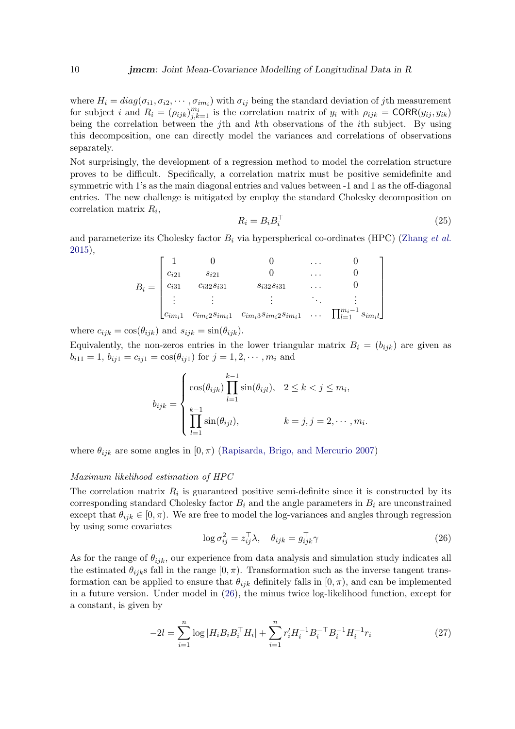where $H_i = diag(\sigma_{i1}, \sigma_{i2}, \cdots, \sigma_{im_i})$ with $\sigma_{ij}$ being the standard deviation of $j$th measurement for subject $i$ and $R_i = (\rho_{ijk})_{j,k=1}^{m_i}$ is the correlation matrix of $y_i$ with $\rho_{ijk} = \mathsf{CORR}(y_{ij}, y_{ik})$ being the correlation between the $j$th and $k$th observations of the $i$th subject. By using this decomposition, one can directly model the variances and correlations of observations separately.

Not surprisingly, the development of a regression method to model the correlation structure proves to be difficult. Specifically, a correlation matrix must be positive semidefinite and symmetric with 1's as the main diagonal entries and values between -1 and 1 as the off-diagonal entries. The new challenge is mitigated by employ the standard Cholesky decomposition on correlation matrix $R_i$,

$$R_i = B_i B_i^\top \tag{25}$$

and parameterize its Cholesky factor $B_i$ via hyperspherical co-ordinates (HPC) (Zhang *et al.* 2015),

$$B_i = \begin{bmatrix} 1 & 0 & 0 & \cdots & 0 \\ c_{i21} & s_{i21} & 0 & \cdots & 0 \\ c_{i31} & c_{i32}s_{i31} & s_{i32}s_{i31} & \cdots & 0 \\ \vdots & \vdots & \vdots & \ddots & \vdots \\ c_{im_i1} & c_{im_i2}s_{im_i1} & c_{im_i3}s_{im_i2}s_{im_i1} & \cdots & \prod_{l=1}^{m_i-1} s_{im_il} \end{bmatrix}$$

where $c_{ijk} = \cos(\theta_{ijk})$ and $s_{ijk} = \sin(\theta_{ijk})$.

Equivalently, the non-zeros entries in the lower triangular matrix $B_i = (b_{ijk})$ are given as $b_{i11} = 1$, $b_{ij1} = c_{ij1} = \cos(\theta_{ij1})$ for $j = 1, 2, \cdots, m_i$ and

$$b_{ijk} = \begin{cases} \cos(\theta_{ijk}) \prod_{l=1}^{k-1} \sin(\theta_{ijl}), & 2 \le k < j \le m_i, \\ \prod_{l=1}^{k-1} \sin(\theta_{ijl}), & k = j, j = 2, \cdots, m_i. \end{cases}$$

where $\theta_{ijk}$ are some angles in $[0, \pi)$ (Rapisarda, Brigo, and Mercurio 2007)

*Maximum likelihood estimation of HPC*

The correlation matrix $R_i$ is guaranteed positive semi-definite since it is constructed by its corresponding standard Cholesky factor $B_i$ and the angle parameters in $B_i$ are unconstrained except that $\theta_{ijk} \in [0, \pi)$. We are free to model the log-variances and angles through regression by using some covariates

$$\log \sigma_{ij}^2 = z_{ij}^\top \lambda, \quad \theta_{ijk} = g_{ijk}^\top \gamma \tag{26}$$

As for the range of $\theta_{ijk}$, our experience from data analysis and simulation study indicates all the estimated $\theta_{ijk}$s fall in the range $[0, \pi)$. Transformation such as the inverse tangent transformation can be applied to ensure that $\theta_{ijk}$ definitely falls in $[0, \pi)$, and can be implemented in a future version. Under model in (26), the minus twice log-likelihood function, except for a constant, is given by

$$-2l = \sum_{i=1}^{n} \log |H_i B_i B_i^\top H_i| + \sum_{i=1}^{n} r_i' H_i^{-1} B_i^{-\top} B_i^{-1} H_i^{-1} r_i \tag{27}$$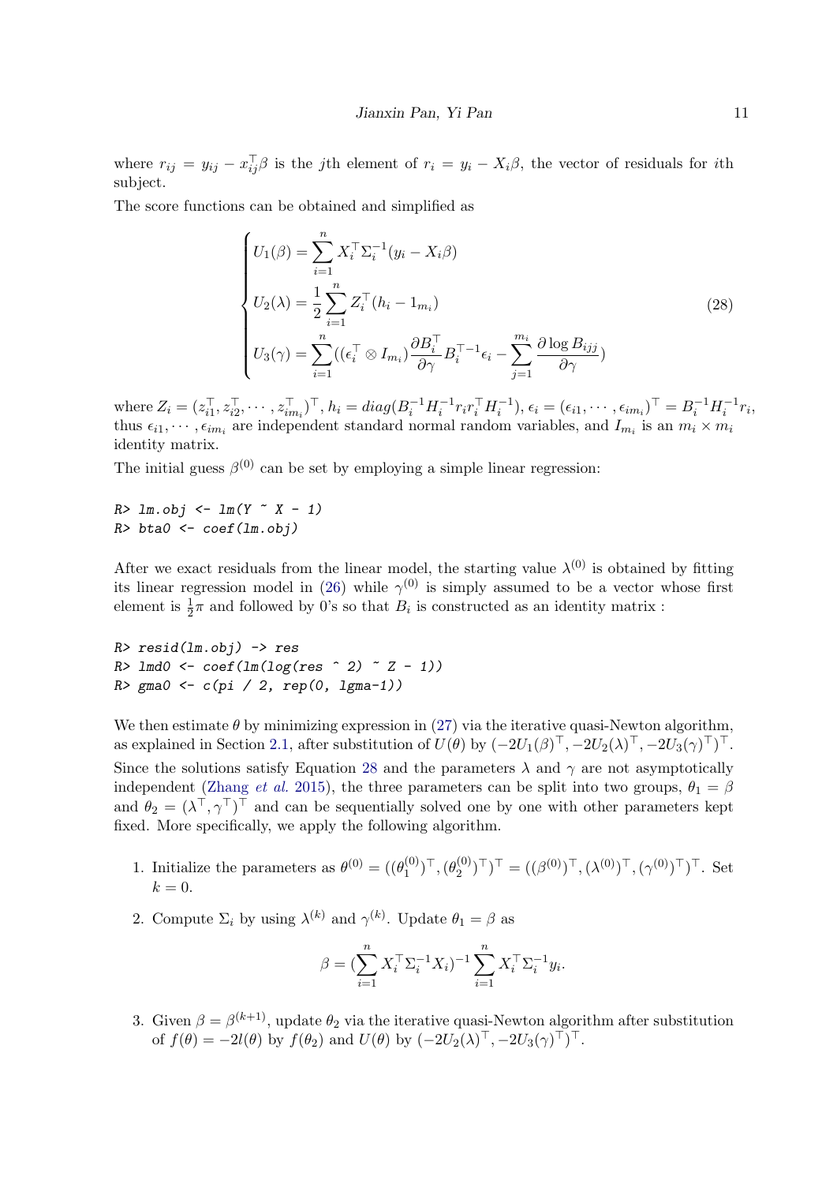where $r_{ij} = y_{ij} - x_{ij}^\top \beta$ is the $j$th element of $r_i = y_i - X_i\beta$, the vector of residuals for $i$th subject.

The score functions can be obtained and simplified as

$$
\begin{cases}
U_1(\beta) = \sum_{i=1}^{n} X_i^\top \Sigma_i^{-1}(y_i - X_i\beta) \\
U_2(\lambda) = \frac{1}{2}\sum_{i=1}^{n} Z_i^\top (h_i - 1_{m_i}) \\
U_3(\gamma) = \sum_{i=1}^{n}((\epsilon_i^\top \otimes I_{m_i})\frac{\partial B_i^\top}{\partial \gamma} B_i^{\top -1}\epsilon_i - \sum_{j=1}^{m_i}\frac{\partial \log B_{ijj}}{\partial \gamma})
\end{cases}
\tag{28}
$$

where $Z_i = (z_{i1}^\top, z_{i2}^\top, \cdots, z_{im_i}^\top)^\top$, $h_i = diag(B_i^{-1}H_i^{-1}r_i r_i^\top H_i^{-1})$, $\epsilon_i = (\epsilon_{i1}, \cdots, \epsilon_{im_i})^\top = B_i^{-1}H_i^{-1}r_i$, thus $\epsilon_{i1}, \cdots, \epsilon_{im_i}$ are independent standard normal random variables, and $I_{m_i}$ is an $m_i \times m_i$ identity matrix.

The initial guess $\beta^{(0)}$ can be set by employing a simple linear regression:

```
R> lm.obj <- lm(Y ~ X - 1)
R> bta0 <- coef(lm.obj)
```

After we exact residuals from the linear model, the starting value $\lambda^{(0)}$ is obtained by fitting its linear regression model in (26) while $\gamma^{(0)}$ is simply assumed to be a vector whose first element is $\frac{1}{2}\pi$ and followed by 0's so that $B_i$ is constructed as an identity matrix :

```
R> resid(lm.obj) -> res
R> lmd0 <- coef(lm(log(res ^ 2) ~ Z - 1))
R> gma0 <- c(pi / 2, rep(0, lgma-1))
```

We then estimate $\theta$ by minimizing expression in (27) via the iterative quasi-Newton algorithm, as explained in Section 2.1, after substitution of $U(\theta)$ by $(-2U_1(\beta)^\top, -2U_2(\lambda)^\top, -2U_3(\gamma)^\top)^\top$. Since the solutions satisfy Equation 28 and the parameters $\lambda$ and $\gamma$ are not asymptotically independent (Zhang *et al.* 2015), the three parameters can be split into two groups, $\theta_1 = \beta$ and $\theta_2 = (\lambda^\top, \gamma^\top)^\top$ and can be sequentially solved one by one with other parameters kept fixed. More specifically, we apply the following algorithm.

1. Initialize the parameters as $\theta^{(0)} = ((\theta_1^{(0)})^\top, (\theta_2^{(0)})^\top)^\top = ((\beta^{(0)})^\top, (\lambda^{(0)})^\top, (\gamma^{(0)})^\top)^\top$. Set $k = 0$.

2. Compute $\Sigma_i$ by using $\lambda^{(k)}$ and $\gamma^{(k)}$. Update $\theta_1 = \beta$ as

$$
\beta = (\sum_{i=1}^{n} X_i^\top \Sigma_i^{-1} X_i)^{-1} \sum_{i=1}^{n} X_i^\top \Sigma_i^{-1} y_i.
$$

3. Given $\beta = \beta^{(k+1)}$, update $\theta_2$ via the iterative quasi-Newton algorithm after substitution of $f(\theta) = -2l(\theta)$ by $f(\theta_2)$ and $U(\theta)$ by $(-2U_2(\lambda)^\top, -2U_3(\gamma)^\top)^\top$.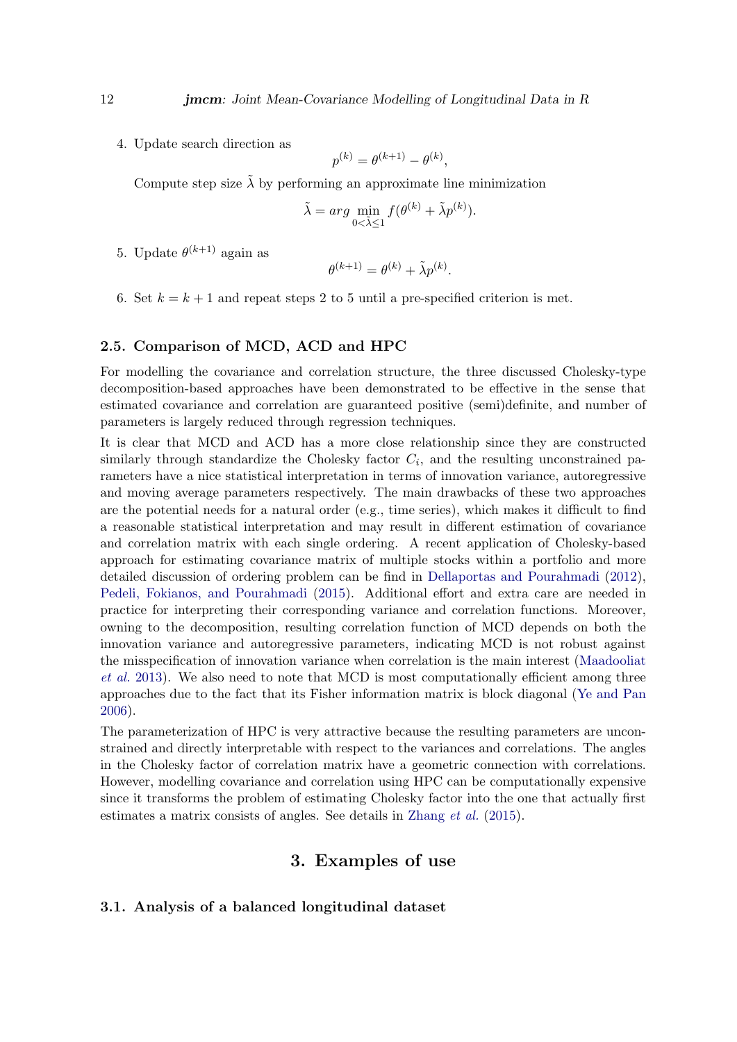4. Update search direction as

$$p^{(k)} = \theta^{(k+1)} - \theta^{(k)},$$

Compute step size $\tilde{\lambda}$ by performing an approximate line minimization

$$\tilde{\lambda} = arg \min_{0<\tilde{\lambda}\leq 1} f(\theta^{(k)} + \tilde{\lambda}p^{(k)}).$$

5. Update $\theta^{(k+1)}$ again as

$$\theta^{(k+1)} = \theta^{(k)} + \tilde{\lambda}p^{(k)}.$$

6. Set $k = k + 1$ and repeat steps 2 to 5 until a pre-specified criterion is met.

### 2.5. Comparison of MCD, ACD and HPC

For modelling the covariance and correlation structure, the three discussed Cholesky-type decomposition-based approaches have been demonstrated to be effective in the sense that estimated covariance and correlation are guaranteed positive (semi)definite, and number of parameters is largely reduced through regression techniques.

It is clear that MCD and ACD has a more close relationship since they are constructed similarly through standardize the Cholesky factor $C_i$, and the resulting unconstrained parameters have a nice statistical interpretation in terms of innovation variance, autoregressive and moving average parameters respectively. The main drawbacks of these two approaches are the potential needs for a natural order (e.g., time series), which makes it difficult to find a reasonable statistical interpretation and may result in different estimation of covariance and correlation matrix with each single ordering. A recent application of Cholesky-based approach for estimating covariance matrix of multiple stocks within a portfolio and more detailed discussion of ordering problem can be find in Dellaportas and Pourahmadi (2012), Pedeli, Fokianos, and Pourahmadi (2015). Additional effort and extra care are needed in practice for interpreting their corresponding variance and correlation functions. Moreover, owning to the decomposition, resulting correlation function of MCD depends on both the innovation variance and autoregressive parameters, indicating MCD is not robust against the misspecification of innovation variance when correlation is the main interest (Maadooliat *et al.* 2013). We also need to note that MCD is most computationally efficient among three approaches due to the fact that its Fisher information matrix is block diagonal (Ye and Pan 2006).

The parameterization of HPC is very attractive because the resulting parameters are unconstrained and directly interpretable with respect to the variances and correlations. The angles in the Cholesky factor of correlation matrix have a geometric connection with correlations. However, modelling covariance and correlation using HPC can be computationally expensive since it transforms the problem of estimating Cholesky factor into the one that actually first estimates a matrix consists of angles. See details in Zhang *et al.* (2015).

## 3. Examples of use

### 3.1. Analysis of a balanced longitudinal dataset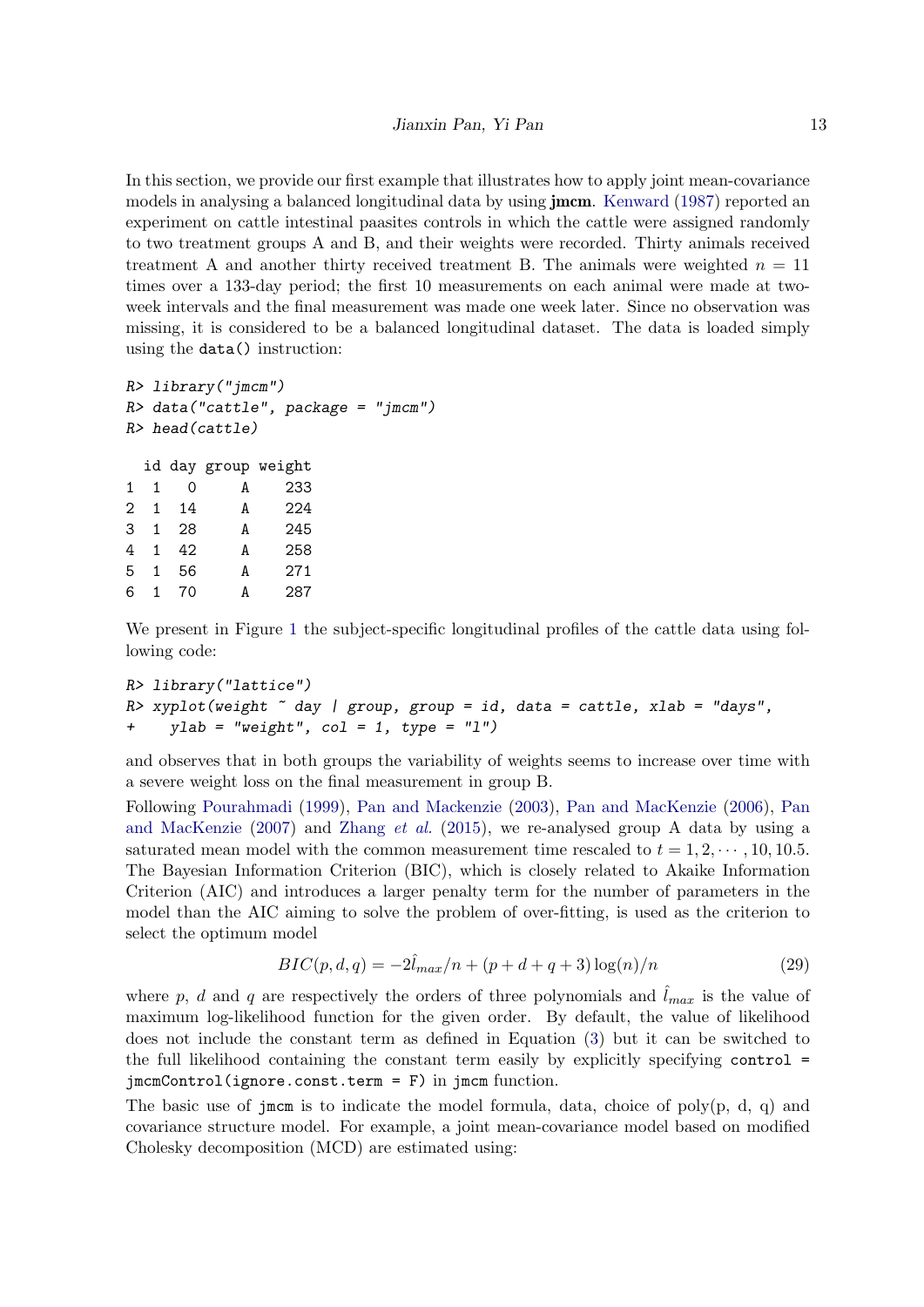In this section, we provide our first example that illustrates how to apply joint mean-covariance models in analysing a balanced longitudinal data by using **jmcm**. Kenward (1987) reported an experiment on cattle intestinal paasites controls in which the cattle were assigned randomly to two treatment groups A and B, and their weights were recorded. Thirty animals received treatment A and another thirty received treatment B. The animals were weighted $n = 11$ times over a 133-day period; the first 10 measurements on each animal were made at two-week intervals and the final measurement was made one week later. Since no observation was missing, it is considered to be a balanced longitudinal dataset. The data is loaded simply using the `data()` instruction:

```
R> library("jmcm")
R> data("cattle", package = "jmcm")
R> head(cattle)

  id day group weight
1  1   0     A    233
2  1  14     A    224
3  1  28     A    245
4  1  42     A    258
5  1  56     A    271
6  1  70     A    287
```

We present in Figure 1 the subject-specific longitudinal profiles of the cattle data using following code:

```
R> library("lattice")
R> xyplot(weight ~ day | group, group = id, data = cattle, xlab = "days",
+    ylab = "weight", col = 1, type = "l")
```

and observes that in both groups the variability of weights seems to increase over time with a severe weight loss on the final measurement in group B.

Following Pourahmadi (1999), Pan and Mackenzie (2003), Pan and MacKenzie (2006), Pan and MacKenzie (2007) and Zhang *et al.* (2015), we re-analysed group A data by using a saturated mean model with the common measurement time rescaled to $t = 1, 2, \cdots, 10, 10.5$. The Bayesian Information Criterion (BIC), which is closely related to Akaike Information Criterion (AIC) and introduces a larger penalty term for the number of parameters in the model than the AIC aiming to solve the problem of over-fitting, is used as the criterion to select the optimum model

$$BIC(p, d, q) = -2\hat{l}_{max}/n + (p + d + q + 3)\log(n)/n \tag{29}$$

where $p$, $d$ and $q$ are respectively the orders of three polynomials and $\hat{l}_{max}$ is the value of maximum log-likelihood function for the given order. By default, the value of likelihood does not include the constant term as defined in Equation (3) but it can be switched to the full likelihood containing the constant term easily by explicitly specifying `control = jmcmControl(ignore.const.term = F)` in `jmcm` function.

The basic use of `jmcm` is to indicate the model formula, data, choice of poly(p, d, q) and covariance structure model. For example, a joint mean-covariance model based on modified Cholesky decomposition (MCD) are estimated using: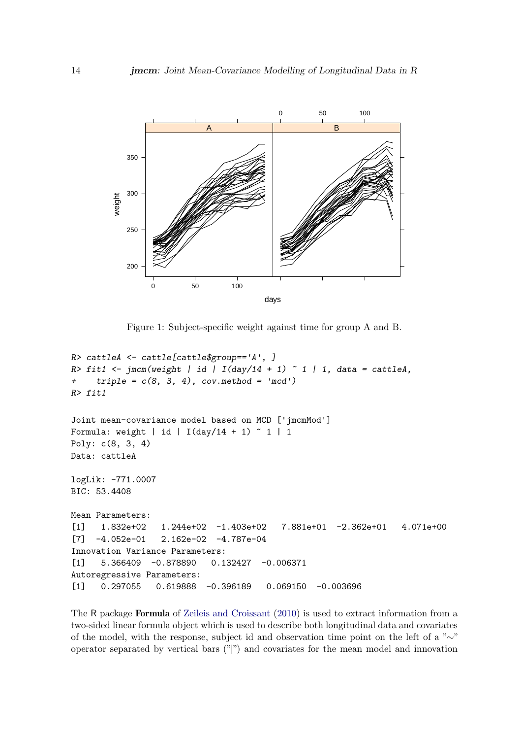Figure 1: Subject-specific weight against time for group A and B.

```
R> cattleA <- cattle[cattle$group=='A', ]
R> fit1 <- jmcm(weight | id | I(day/14 + 1) ~ 1 | 1, data = cattleA,
+     triple = c(8, 3, 4), cov.method = 'mcd')
R> fit1

Joint mean-covariance model based on MCD ['jmcmMod']
Formula: weight | id | I(day/14 + 1) ~ 1 | 1
Poly: c(8, 3, 4)
Data: cattleA

logLik: -771.0007
BIC: 53.4408

Mean Parameters:
[1]   1.832e+02   1.244e+02  -1.403e+02   7.881e+01  -2.362e+01   4.071e+00
[7]  -4.052e-01   2.162e-02  -4.787e-04
Innovation Variance Parameters:
[1]   5.366409  -0.878890   0.132427  -0.006371
Autoregressive Parameters:
[1]   0.297055   0.619888  -0.396189   0.069150  -0.003696
```

The R package **Formula** of Zeileis and Croissant (2010) is used to extract information from a two-sided linear formula object which is used to describe both longitudinal data and covariates of the model, with the response, subject id and observation time point on the left of a "∼" operator separated by vertical bars ("|") and covariates for the mean model and innovation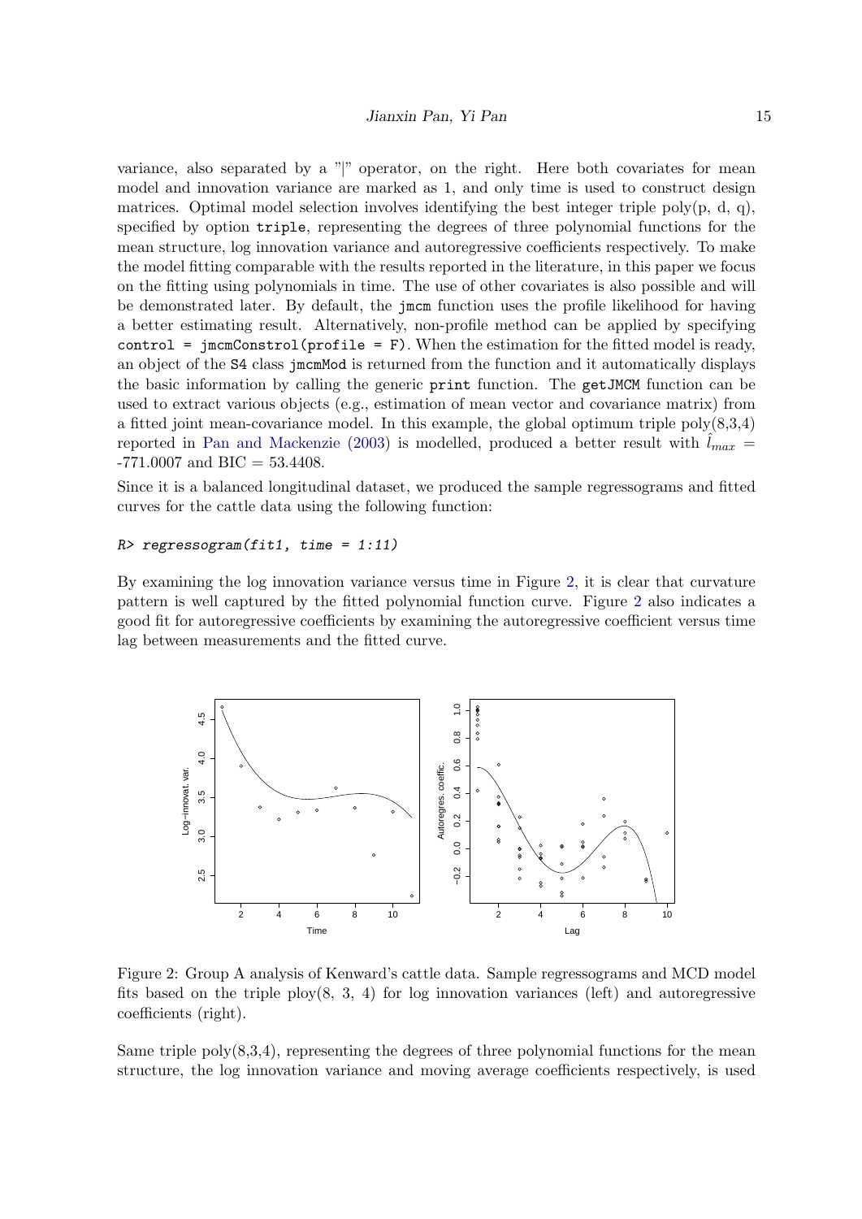variance, also separated by a "|" operator, on the right. Here both covariates for mean model and innovation variance are marked as 1, and only time is used to construct design matrices. Optimal model selection involves identifying the best integer triple poly(p, d, q), specified by option `triple`, representing the degrees of three polynomial functions for the mean structure, log innovation variance and autoregressive coefficients respectively. To make the model fitting comparable with the results reported in the literature, in this paper we focus on the fitting using polynomials in time. The use of other covariates is also possible and will be demonstrated later. By default, the `jmcm` function uses the profile likelihood for having a better estimating result. Alternatively, non-profile method can be applied by specifying `control = jmcmControl(profile = F)`. When the estimation for the fitted model is ready, an object of the `S4` class `jmcmMod` is returned from the function and it automatically displays the basic information by calling the generic `print` function. The `getJMCM` function can be used to extract various objects (e.g., estimation of mean vector and covariance matrix) from a fitted joint mean-covariance model. In this example, the global optimum triple poly(8,3,4) reported in Pan and Mackenzie (2003) is modelled, produced a better result with $\hat{l}_{max}$ = -771.0007 and BIC = 53.4408.

Since it is a balanced longitudinal dataset, we produced the sample regressograms and fitted curves for the cattle data using the following function:

```
R> regressogram(fit1, time = 1:11)
```

By examining the log innovation variance versus time in Figure 2, it is clear that curvature pattern is well captured by the fitted polynomial function curve. Figure 2 also indicates a good fit for autoregressive coefficients by examining the autoregressive coefficient versus time lag between measurements and the fitted curve.

Figure 2: Group A analysis of Kenward's cattle data. Sample regressograms and MCD model fits based on the triple ploy(8, 3, 4) for log innovation variances (left) and autoregressive coefficients (right).

Same triple poly(8,3,4), representing the degrees of three polynomial functions for the mean structure, the log innovation variance and moving average coefficients respectively, is used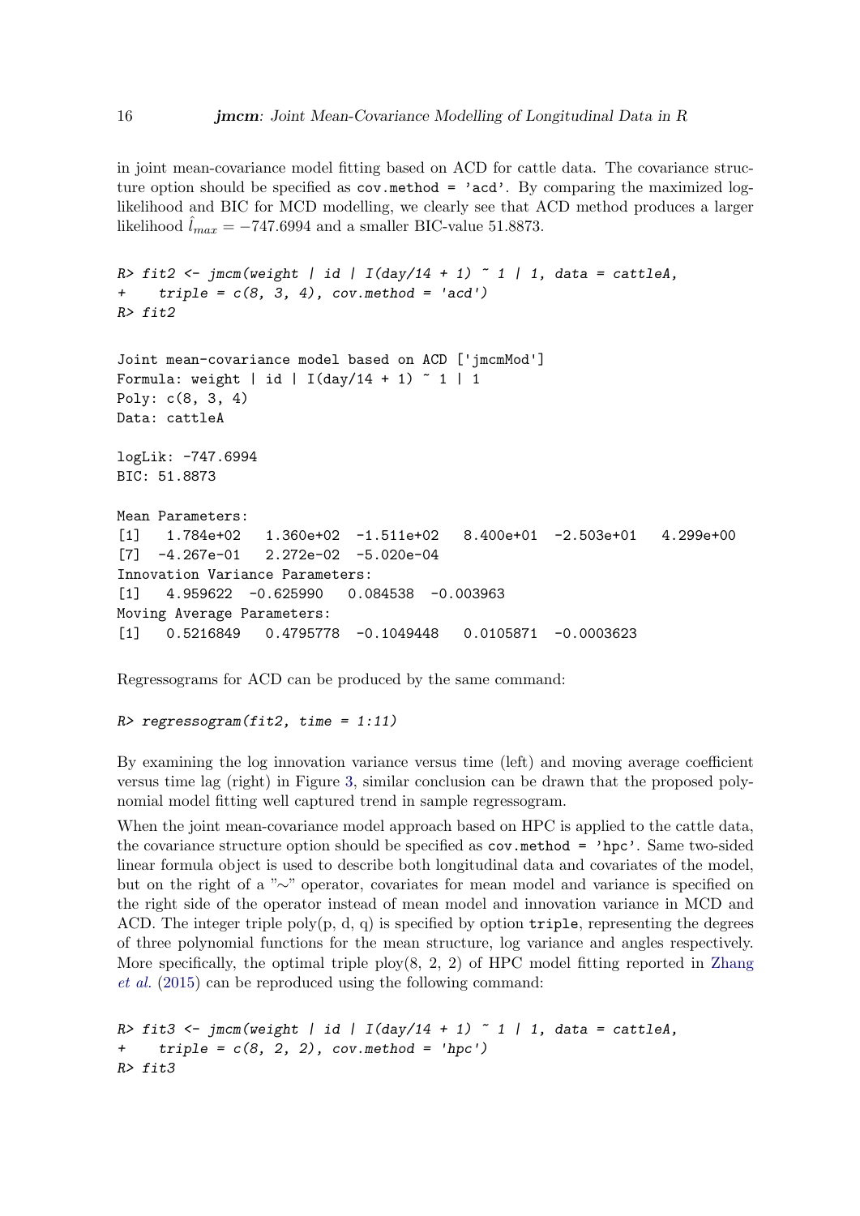in joint mean-covariance model fitting based on ACD for cattle data. The covariance structure option should be specified as `cov.method = 'acd'`. By comparing the maximized log-likelihood and BIC for MCD modelling, we clearly see that ACD method produces a larger likelihood $\hat{l}_{max} = -747.6994$ and a smaller BIC-value 51.8873.

```
R> fit2 <- jmcm(weight | id | I(day/14 + 1) ~ 1 | 1, data = cattleA,
+    triple = c(8, 3, 4), cov.method = 'acd')
R> fit2

Joint mean-covariance model based on ACD ['jmcmMod']
Formula: weight | id | I(day/14 + 1) ~ 1 | 1
Poly: c(8, 3, 4)
Data: cattleA

logLik: -747.6994
BIC: 51.8873

Mean Parameters:
[1]   1.784e+02   1.360e+02  -1.511e+02   8.400e+01  -2.503e+01   4.299e+00
[7]  -4.267e-01   2.272e-02  -5.020e-04
Innovation Variance Parameters:
[1]   4.959622  -0.625990   0.084538  -0.003963
Moving Average Parameters:
[1]   0.5216849   0.4795778  -0.1049448   0.0105871  -0.0003623
```

Regressograms for ACD can be produced by the same command:

```
R> regressogram(fit2, time = 1:11)
```

By examining the log innovation variance versus time (left) and moving average coefficient versus time lag (right) in Figure 3, similar conclusion can be drawn that the proposed polynomial model fitting well captured trend in sample regressogram.

When the joint mean-covariance model approach based on HPC is applied to the cattle data, the covariance structure option should be specified as `cov.method = 'hpc'`. Same two-sided linear formula object is used to describe both longitudinal data and covariates of the model, but on the right of a "∼" operator, covariates for mean model and variance is specified on the right side of the operator instead of mean model and innovation variance in MCD and ACD. The integer triple poly(p, d, q) is specified by option `triple`, representing the degrees of three polynomial functions for the mean structure, log variance and angles respectively. More specifically, the optimal triple ploy(8, 2, 2) of HPC model fitting reported in Zhang *et al.* (2015) can be reproduced using the following command:

```
R> fit3 <- jmcm(weight | id | I(day/14 + 1) ~ 1 | 1, data = cattleA,
+    triple = c(8, 2, 2), cov.method = 'hpc')
R> fit3
```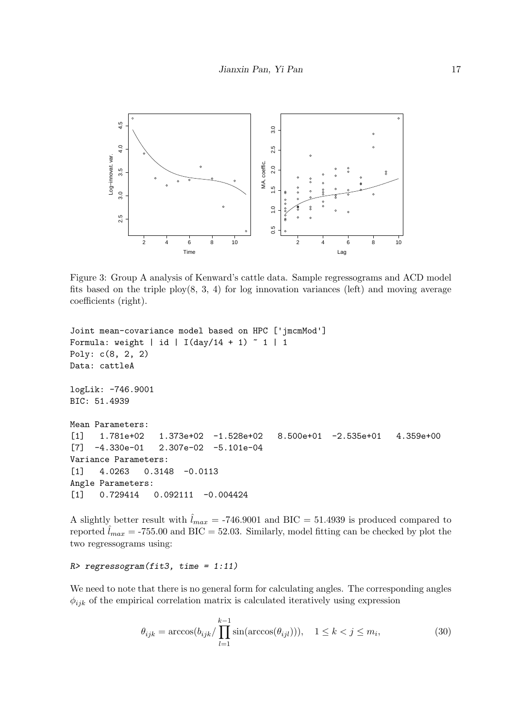Figure 3: Group A analysis of Kenward's cattle data. Sample regressograms and ACD model fits based on the triple ploy(8, 3, 4) for log innovation variances (left) and moving average coefficients (right).

```
Joint mean-covariance model based on HPC ['jmcmMod']
Formula: weight | id | I(day/14 + 1) ~ 1 | 1
Poly: c(8, 2, 2)
Data: cattleA

logLik: -746.9001
BIC: 51.4939

Mean Parameters:
[1]   1.781e+02   1.373e+02  -1.528e+02   8.500e+01  -2.535e+01   4.359e+00
[7]  -4.330e-01   2.307e-02  -5.101e-04
Variance Parameters:
[1]   4.0263   0.3148  -0.0113
Angle Parameters:
[1]   0.729414   0.092111  -0.004424
```

A slightly better result with $\hat{l}_{max}$ = -746.9001 and BIC = 51.4939 is produced compared to reported $\hat{l}_{max}$ = -755.00 and BIC = 52.03. Similarly, model fitting can be checked by plot the two regressograms using:

```
R> regressogram(fit3, time = 1:11)
```

We need to note that there is no general form for calculating angles. The corresponding angles $\phi_{ijk}$ of the empirical correlation matrix is calculated iteratively using expression

$$\theta_{ijk} = \arccos(b_{ijk} / \prod_{l=1}^{k-1} \sin(\arccos(\theta_{ijl}))), \quad 1 \leq k < j \leq m_i, \tag{30}$$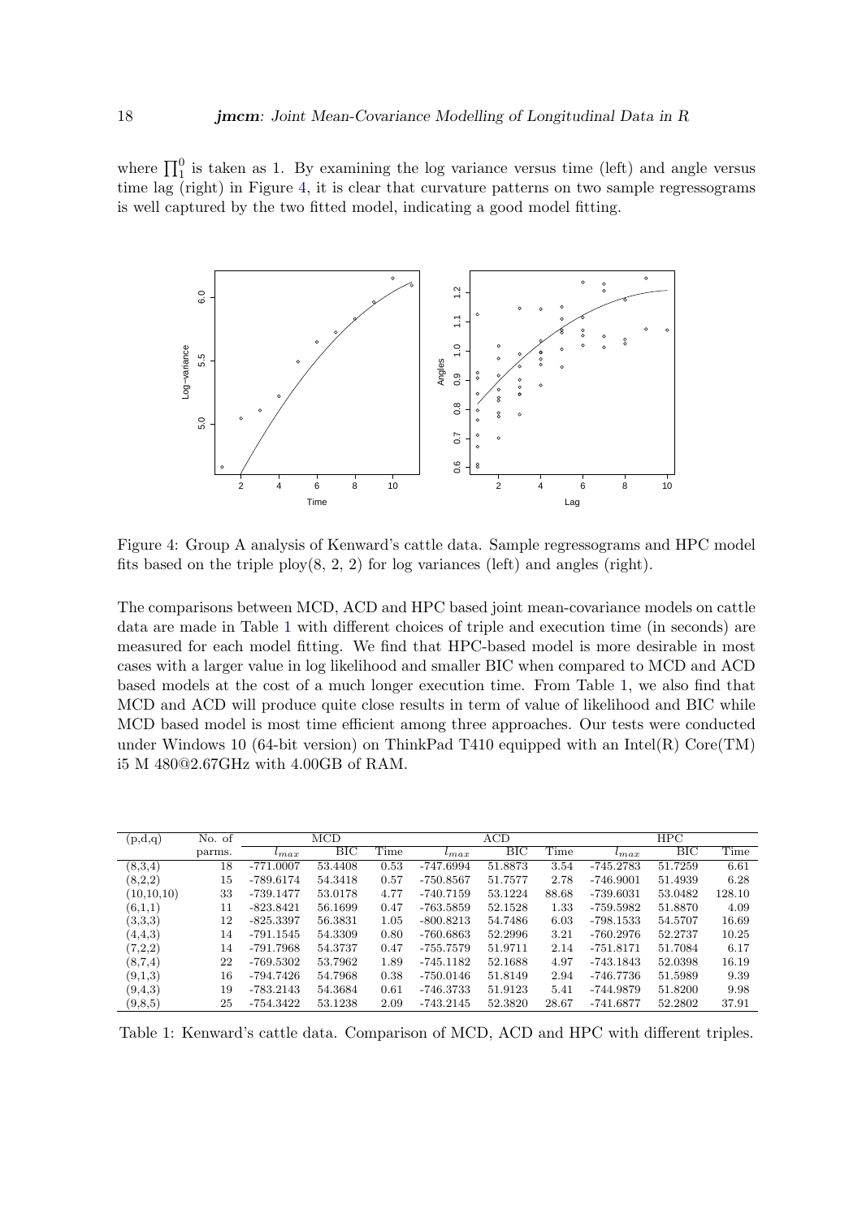where $\prod_1^0$ is taken as 1. By examining the log variance versus time (left) and angle versus time lag (right) in Figure 4, it is clear that curvature patterns on two sample regressograms is well captured by the two fitted model, indicating a good model fitting.

Figure 4: Group A analysis of Kenward's cattle data. Sample regressograms and HPC model fits based on the triple ploy(8, 2, 2) for log variances (left) and angles (right).

The comparisons between MCD, ACD and HPC based joint mean-covariance models on cattle data are made in Table 1 with different choices of triple and execution time (in seconds) are measured for each model fitting. We find that HPC-based model is more desirable in most cases with a larger value in log likelihood and smaller BIC when compared to MCD and ACD based models at the cost of a much longer execution time. From Table 1, we also find that MCD and ACD will produce quite close results in term of value of likelihood and BIC while MCD based model is most time efficient among three approaches. Our tests were conducted under Windows 10 (64-bit version) on ThinkPad T410 equipped with an Intel(R) Core(TM) i5 M 480@2.67GHz with 4.00GB of RAM.

| (p,d,q) | No. of | MCD | | | ACD | | | HPC | | |
|---|---|---|---|---|---|---|---|---|---|---|
| | parms. | $l_{max}$ | BIC | Time | $l_{max}$ | BIC | Time | $l_{max}$ | BIC | Time |
| (8,3,4) | 18 | -771.0007 | 53.4408 | 0.53 | -747.6994 | 51.8873 | 3.54 | -745.2783 | 51.7259 | 6.61 |
| (8,2,2) | 15 | -789.6174 | 54.3418 | 0.57 | -750.8567 | 51.7577 | 2.78 | -746.9001 | 51.4939 | 6.28 |
| (10,10,10) | 33 | -739.1477 | 53.0178 | 4.77 | -740.7159 | 53.1224 | 88.68 | -739.6031 | 53.0482 | 128.10 |
| (6,1,1) | 11 | -823.8421 | 56.1699 | 0.47 | -763.5859 | 52.1528 | 1.33 | -759.5982 | 51.8870 | 4.09 |
| (3,3,3) | 12 | -825.3397 | 56.3831 | 1.05 | -800.8213 | 54.7486 | 6.03 | -798.1533 | 54.5707 | 16.69 |
| (4,4,3) | 14 | -791.1545 | 54.3309 | 0.80 | -760.6863 | 52.2996 | 3.21 | -760.2976 | 52.2737 | 10.25 |
| (7,2,2) | 14 | -791.7968 | 54.3737 | 0.47 | -755.7579 | 51.9711 | 2.14 | -751.8171 | 51.7084 | 6.17 |
| (8,7,4) | 22 | -769.5302 | 53.7962 | 1.89 | -745.1182 | 52.1688 | 4.97 | -743.1843 | 52.0398 | 16.19 |
| (9,1,3) | 16 | -794.7426 | 54.7968 | 0.38 | -750.0146 | 51.8149 | 2.94 | -746.7736 | 51.5989 | 9.39 |
| (9,4,3) | 19 | -783.2143 | 54.3684 | 0.61 | -746.3733 | 51.9123 | 5.41 | -744.9879 | 51.8200 | 9.98 |
| (9,8,5) | 25 | -754.3422 | 53.1238 | 2.09 | -743.2145 | 52.3820 | 28.67 | -741.6877 | 52.2802 | 37.91 |

Table 1: Kenward's cattle data. Comparison of MCD, ACD and HPC with different triples.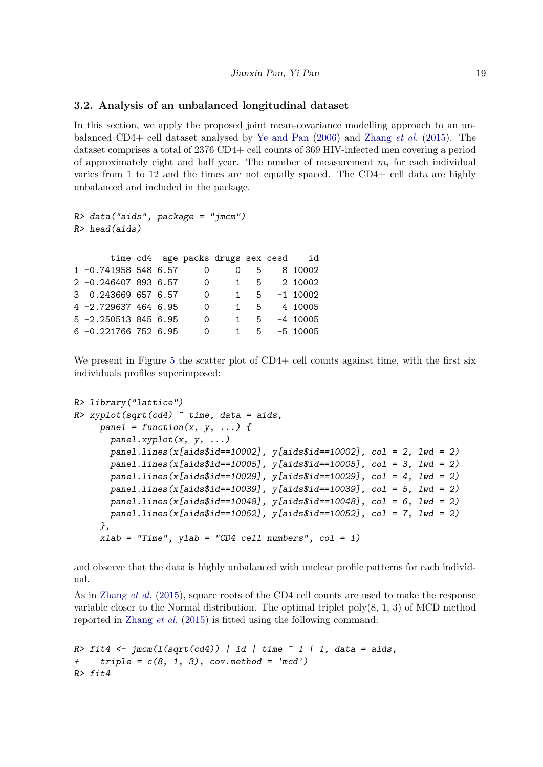### 3.2. Analysis of an unbalanced longitudinal dataset

In this section, we apply the proposed joint mean-covariance modelling approach to an unbalanced CD4+ cell dataset analysed by Ye and Pan (2006) and Zhang *et al.* (2015). The dataset comprises a total of 2376 CD4+ cell counts of 369 HIV-infected men covering a period of approximately eight and half year. The number of measurement $m_i$ for each individual varies from 1 to 12 and the times are not equally spaced. The CD4+ cell data are highly unbalanced and included in the package.

```
R> data("aids", package = "jmcm")
R> head(aids)

       time cd4  age packs drugs sex cesd    id
1 -0.741958 548 6.57     0     0   5    8 10002
2 -0.246407 893 6.57     0     1   5    2 10002
3  0.243669 657 6.57     0     1   5   -1 10002
4 -2.729637 464 6.95     0     1   5    4 10005
5 -2.250513 845 6.95     0     1   5   -4 10005
6 -0.221766 752 6.95     0     1   5   -5 10005
```

We present in Figure 5 the scatter plot of CD4+ cell counts against time, with the first six individuals profiles superimposed:

```
R> library("lattice")
R> xyplot(sqrt(cd4) ~ time, data = aids,
     panel = function(x, y, ...) {
       panel.xyplot(x, y, ...)
       panel.lines(x[aids$id==10002], y[aids$id==10002], col = 2, lwd = 2)
       panel.lines(x[aids$id==10005], y[aids$id==10005], col = 3, lwd = 2)
       panel.lines(x[aids$id==10029], y[aids$id==10029], col = 4, lwd = 2)
       panel.lines(x[aids$id==10039], y[aids$id==10039], col = 5, lwd = 2)
       panel.lines(x[aids$id==10048], y[aids$id==10048], col = 6, lwd = 2)
       panel.lines(x[aids$id==10052], y[aids$id==10052], col = 7, lwd = 2)
     },
     xlab = "Time", ylab = "CD4 cell numbers", col = 1)
```

and observe that the data is highly unbalanced with unclear profile patterns for each individual.

As in Zhang *et al.* (2015), square roots of the CD4 cell counts are used to make the response variable closer to the Normal distribution. The optimal triplet poly(8, 1, 3) of MCD method reported in Zhang *et al.* (2015) is fitted using the following command:

```
R> fit4 <- jmcm(I(sqrt(cd4)) | id | time ~ 1 | 1, data = aids,
+    triple = c(8, 1, 3), cov.method = 'mcd')
R> fit4
```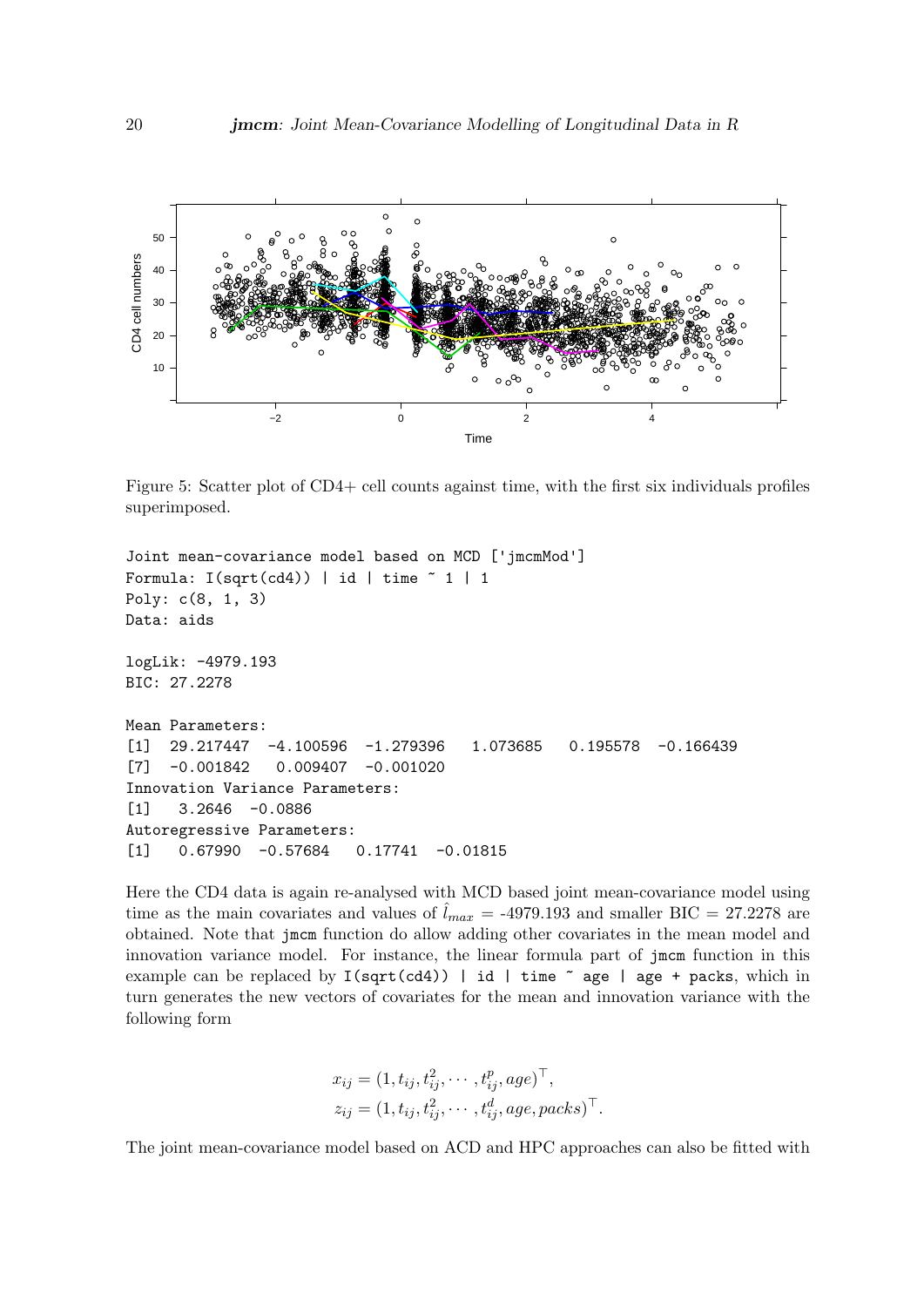Figure 5: Scatter plot of CD4+ cell counts against time, with the first six individuals profiles superimposed.

```
Joint mean-covariance model based on MCD ['jmcmMod']
Formula: I(sqrt(cd4)) | id | time ~ 1 | 1
Poly: c(8, 1, 3)
Data: aids

logLik: -4979.193
BIC: 27.2278

Mean Parameters:
[1]  29.217447  -4.100596  -1.279396   1.073685   0.195578  -0.166439
[7]  -0.001842   0.009407  -0.001020
Innovation Variance Parameters:
[1]   3.2646  -0.0886
Autoregressive Parameters:
[1]   0.67990  -0.57684   0.17741  -0.01815
```

Here the CD4 data is again re-analysed with MCD based joint mean-covariance model using time as the main covariates and values of $\hat{l}_{max}$ = -4979.193 and smaller BIC = 27.2278 are obtained. Note that `jmcm` function do allow adding other covariates in the mean model and innovation variance model. For instance, the linear formula part of `jmcm` function in this example can be replaced by `I(sqrt(cd4)) | id | time ~ age | age + packs`, which in turn generates the new vectors of covariates for the mean and innovation variance with the following form

$$
\begin{aligned}
x_{ij} &= (1, t_{ij}, t_{ij}^2, \cdots, t_{ij}^p, age)^\top, \\
z_{ij} &= (1, t_{ij}, t_{ij}^2, \cdots, t_{ij}^d, age, packs)^\top.
\end{aligned}
$$

The joint mean-covariance model based on ACD and HPC approaches can also be fitted with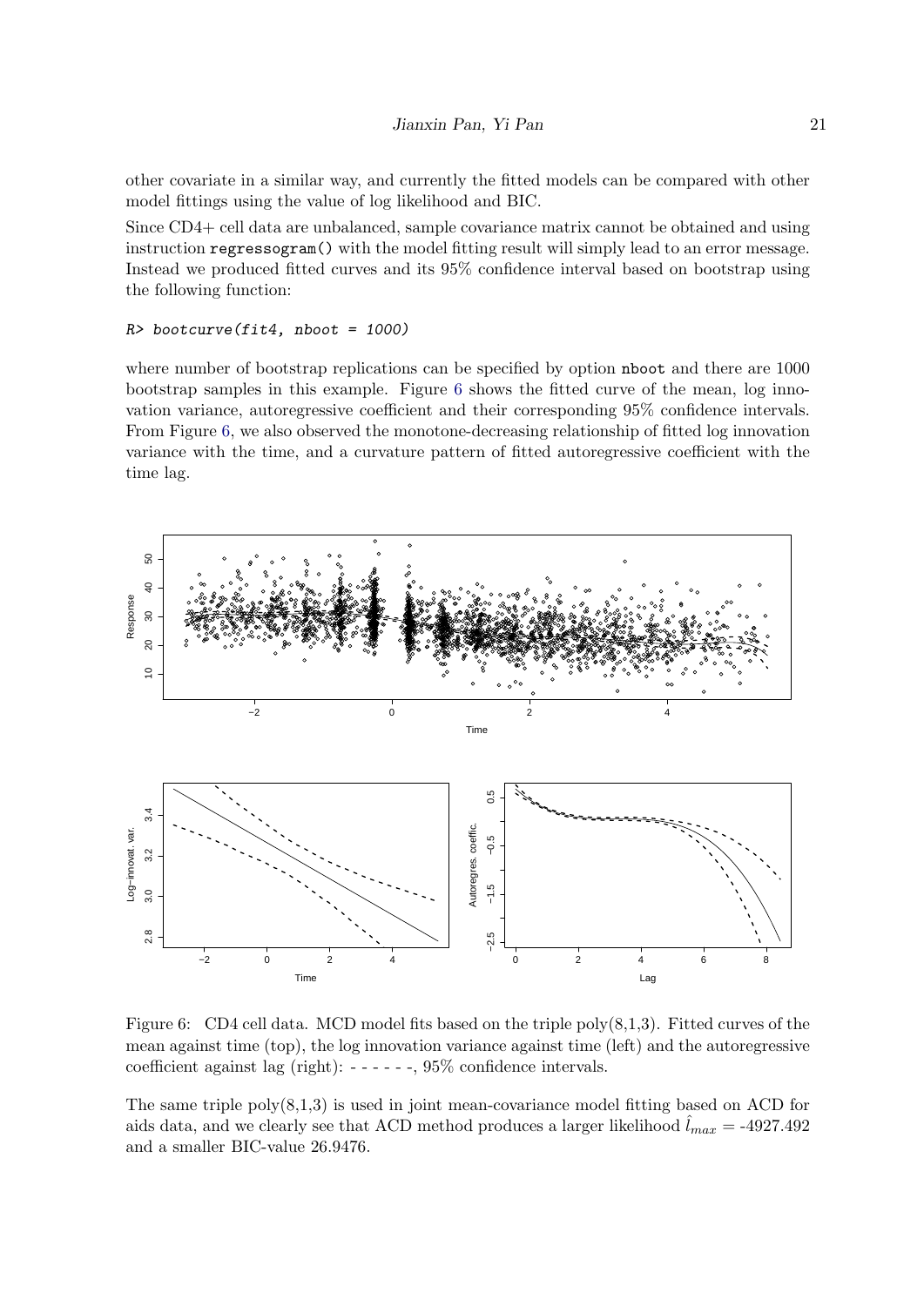other covariate in a similar way, and currently the fitted models can be compared with other model fittings using the value of log likelihood and BIC.

Since CD4+ cell data are unbalanced, sample covariance matrix cannot be obtained and using instruction `regressogram()` with the model fitting result will simply lead to an error message. Instead we produced fitted curves and its 95% confidence interval based on bootstrap using the following function:

```
R> bootcurve(fit4, nboot = 1000)
```

where number of bootstrap replications can be specified by option `nboot` and there are 1000 bootstrap samples in this example. Figure 6 shows the fitted curve of the mean, log innovation variance, autoregressive coefficient and their corresponding 95% confidence intervals. From Figure 6, we also observed the monotone-decreasing relationship of fitted log innovation variance with the time, and a curvature pattern of fitted autoregressive coefficient with the time lag.

Figure 6: CD4 cell data. MCD model fits based on the triple poly(8,1,3). Fitted curves of the mean against time (top), the log innovation variance against time (left) and the autoregressive coefficient against lag (right): - - - - - -, 95% confidence intervals.

The same triple poly(8,1,3) is used in joint mean-covariance model fitting based on ACD for aids data, and we clearly see that ACD method produces a larger likelihood $\hat{l}_{max}$ = -4927.492 and a smaller BIC-value 26.9476.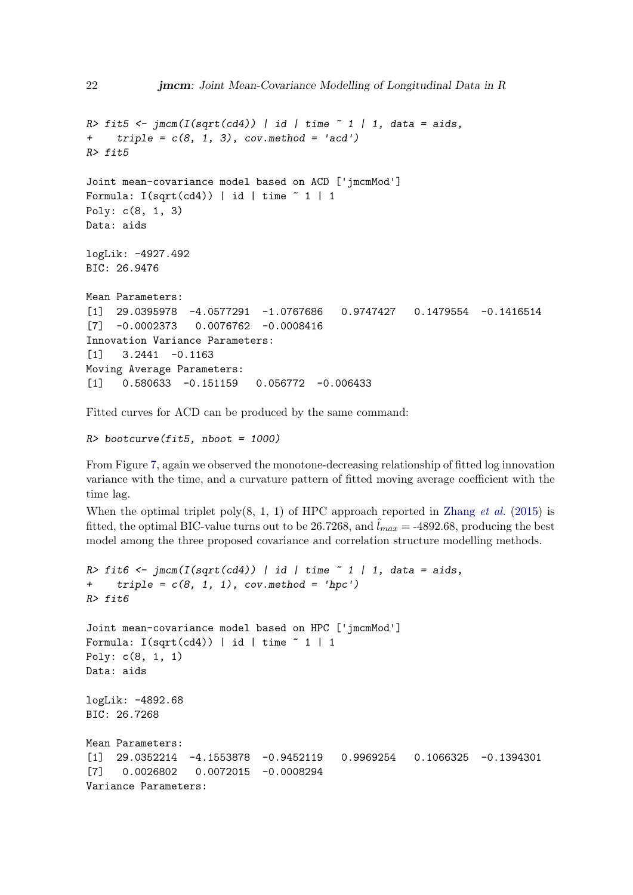```
R> fit5 <- jmcm(I(sqrt(cd4)) | id | time ~ 1 | 1, data = aids,
+    triple = c(8, 1, 3), cov.method = 'acd')
R> fit5

Joint mean-covariance model based on ACD ['jmcmMod']
Formula: I(sqrt(cd4)) | id | time ~ 1 | 1
Poly: c(8, 1, 3)
Data: aids

logLik: -4927.492
BIC: 26.9476

Mean Parameters:
[1]  29.0395978  -4.0577291  -1.0767686   0.9747427   0.1479554  -0.1416514
[7]  -0.0002373   0.0076762  -0.0008416
Innovation Variance Parameters:
[1]   3.2441  -0.1163
Moving Average Parameters:
[1]   0.580633  -0.151159   0.056772  -0.006433
```

Fitted curves for ACD can be produced by the same command:

```
R> bootcurve(fit5, nboot = 1000)
```

From Figure 7, again we observed the monotone-decreasing relationship of fitted log innovation variance with the time, and a curvature pattern of fitted moving average coefficient with the time lag.

When the optimal triplet poly(8, 1, 1) of HPC approach reported in Zhang *et al.* (2015) is fitted, the optimal BIC-value turns out to be 26.7268, and $\hat{l}_{max}$ = -4892.68, producing the best model among the three proposed covariance and correlation structure modelling methods.

```
R> fit6 <- jmcm(I(sqrt(cd4)) | id | time ~ 1 | 1, data = aids,
+    triple = c(8, 1, 1), cov.method = 'hpc')
R> fit6

Joint mean-covariance model based on HPC ['jmcmMod']
Formula: I(sqrt(cd4)) | id | time ~ 1 | 1
Poly: c(8, 1, 1)
Data: aids

logLik: -4892.68
BIC: 26.7268

Mean Parameters:
[1]  29.0352214  -4.1553878  -0.9452119   0.9969254   0.1066325  -0.1394301
[7]   0.0026802   0.0072015  -0.0008294
Variance Parameters:
```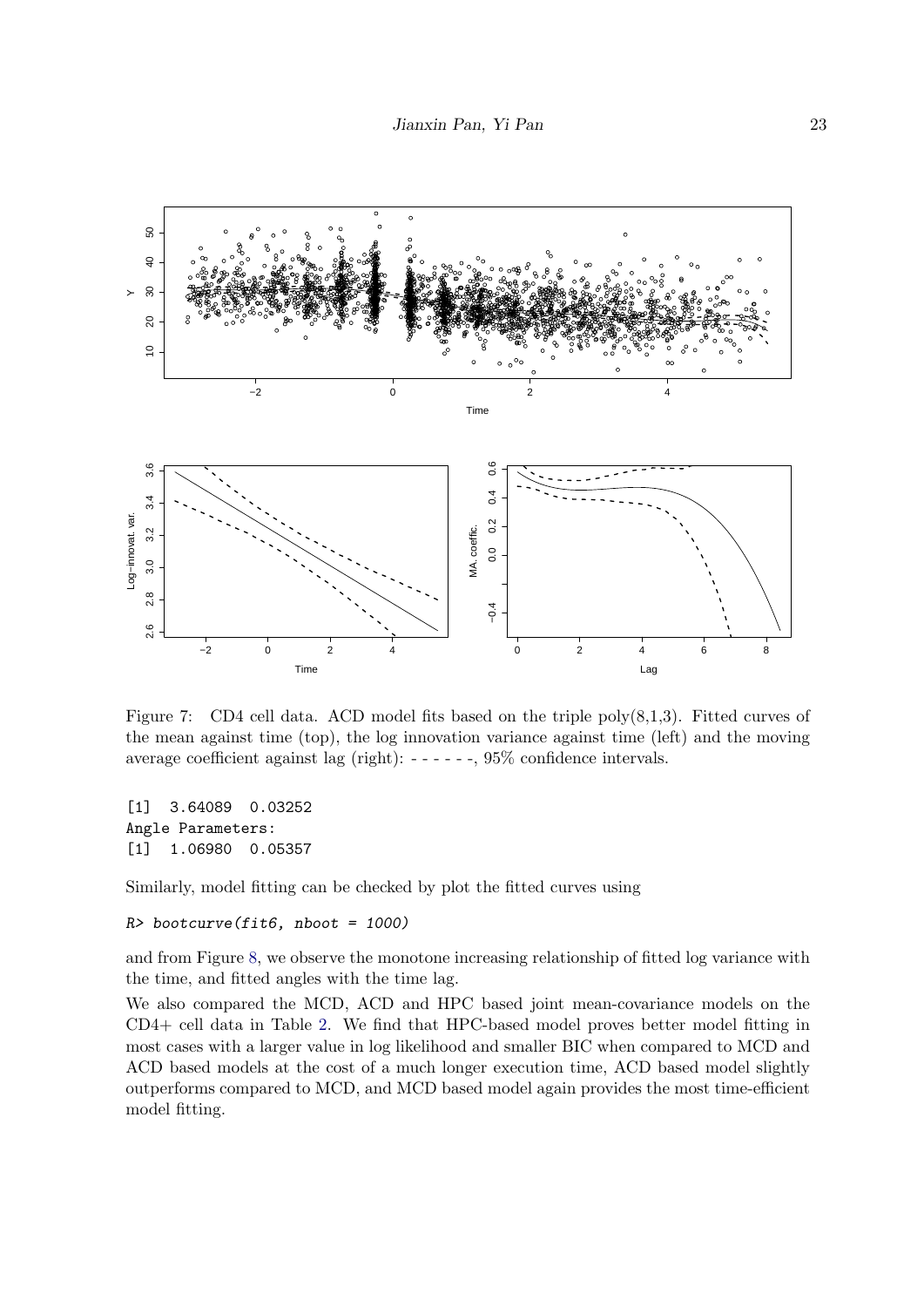Figure 7: CD4 cell data. ACD model fits based on the triple poly(8,1,3). Fitted curves of the mean against time (top), the log innovation variance against time (left) and the moving average coefficient against lag (right): - - - - - -, 95% confidence intervals.

```
[1]  3.64089  0.03252
Angle Parameters:
[1]  1.06980  0.05357
```

Similarly, model fitting can be checked by plot the fitted curves using

```
R> bootcurve(fit6, nboot = 1000)
```

and from Figure 8, we observe the monotone increasing relationship of fitted log variance with the time, and fitted angles with the time lag.

We also compared the MCD, ACD and HPC based joint mean-covariance models on the CD4+ cell data in Table 2. We find that HPC-based model proves better model fitting in most cases with a larger value in log likelihood and smaller BIC when compared to MCD and ACD based models at the cost of a much longer execution time, ACD based model slightly outperforms compared to MCD, and MCD based model again provides the most time-efficient model fitting.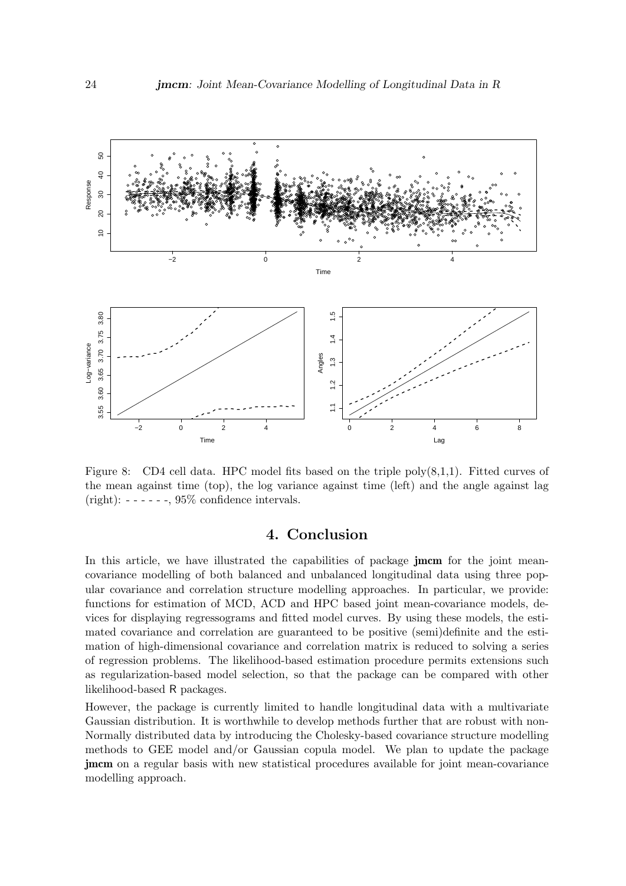Figure 8: CD4 cell data. HPC model fits based on the triple poly(8,1,1). Fitted curves of the mean against time (top), the log variance against time (left) and the angle against lag (right): - - - - - -, 95% confidence intervals.

# 4. Conclusion

In this article, we have illustrated the capabilities of package **jmcm** for the joint mean-covariance modelling of both balanced and unbalanced longitudinal data using three popular covariance and correlation structure modelling approaches. In particular, we provide: functions for estimation of MCD, ACD and HPC based joint mean-covariance models, devices for displaying regressograms and fitted model curves. By using these models, the estimated covariance and correlation are guaranteed to be positive (semi)definite and the estimation of high-dimensional covariance and correlation matrix is reduced to solving a series of regression problems. The likelihood-based estimation procedure permits extensions such as regularization-based model selection, so that the package can be compared with other likelihood-based R packages.

However, the package is currently limited to handle longitudinal data with a multivariate Gaussian distribution. It is worthwhile to develop methods further that are robust with non-Normally distributed data by introducing the Cholesky-based covariance structure modelling methods to GEE model and/or Gaussian copula model. We plan to update the package **jmcm** on a regular basis with new statistical procedures available for joint mean-covariance modelling approach.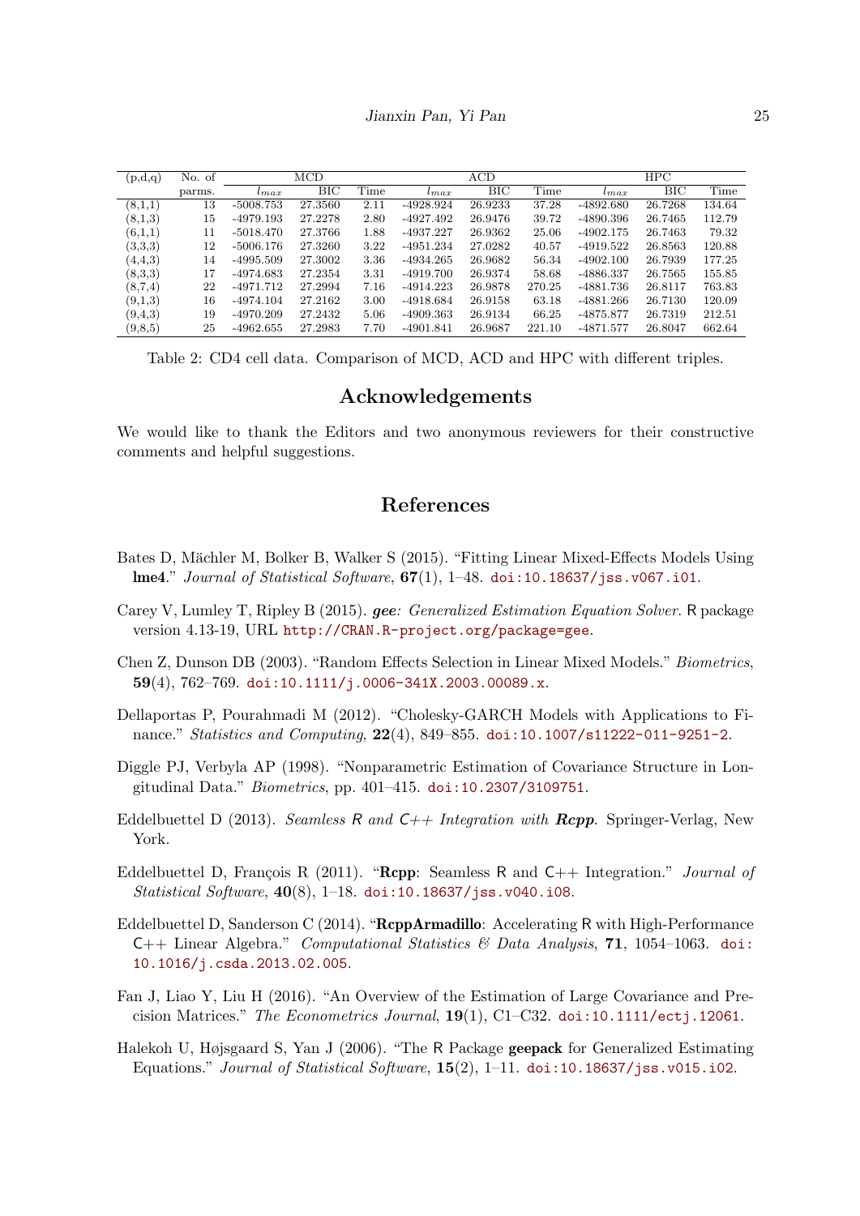| (p,d,q) | No. of | MCD | | | ACD | | | HPC | | |
|---|---|---|---|---|---|---|---|---|---|---|
| | parms. | $l_{max}$ | BIC | Time | $l_{max}$ | BIC | Time | $l_{max}$ | BIC | Time |
| (8,1,1) | 13 | -5008.753 | 27.3560 | 2.11 | -4928.924 | 26.9233 | 37.28 | -4892.680 | 26.7268 | 134.64 |
| (8,1,3) | 15 | -4979.193 | 27.2278 | 2.80 | -4927.492 | 26.9476 | 39.72 | -4890.396 | 26.7465 | 112.79 |
| (6,1,1) | 11 | -5018.470 | 27.3766 | 1.88 | -4937.227 | 26.9362 | 25.06 | -4902.175 | 26.7463 | 79.32 |
| (3,3,3) | 12 | -5006.176 | 27.3260 | 3.22 | -4951.234 | 27.0282 | 40.57 | -4919.522 | 26.8563 | 120.88 |
| (4,4,3) | 14 | -4995.509 | 27.3002 | 3.36 | -4934.265 | 26.9682 | 56.34 | -4902.100 | 26.7939 | 177.25 |
| (8,3,3) | 17 | -4974.683 | 27.2354 | 3.31 | -4919.700 | 26.9374 | 58.68 | -4886.337 | 26.7565 | 155.85 |
| (8,7,4) | 22 | -4971.712 | 27.2994 | 7.16 | -4914.223 | 26.9878 | 270.25 | -4881.736 | 26.8117 | 763.83 |
| (9,1,3) | 16 | -4974.104 | 27.2162 | 3.00 | -4918.684 | 26.9158 | 63.18 | -4881.266 | 26.7130 | 120.09 |
| (9,4,3) | 19 | -4970.209 | 27.2432 | 5.06 | -4909.363 | 26.9134 | 66.25 | -4875.877 | 26.7319 | 212.51 |
| (9,8,5) | 25 | -4962.655 | 27.2983 | 7.70 | -4901.841 | 26.9687 | 221.10 | -4871.577 | 26.8047 | 662.64 |

Table 2: CD4 cell data. Comparison of MCD, ACD and HPC with different triples.

## Acknowledgements

We would like to thank the Editors and two anonymous reviewers for their constructive comments and helpful suggestions.

## References

Bates D, Mächler M, Bolker B, Walker S (2015). "Fitting Linear Mixed-Effects Models Using **lme4**." *Journal of Statistical Software*, **67**(1), 1–48. doi:10.18637/jss.v067.i01.

Carey V, Lumley T, Ripley B (2015). ***gee**: Generalized Estimation Equation Solver*. R package version 4.13-19, URL http://CRAN.R-project.org/package=gee.

Chen Z, Dunson DB (2003). "Random Effects Selection in Linear Mixed Models." *Biometrics*, **59**(4), 762–769. doi:10.1111/j.0006-341X.2003.00089.x.

Dellaportas P, Pourahmadi M (2012). "Cholesky-GARCH Models with Applications to Finance." *Statistics and Computing*, **22**(4), 849–855. doi:10.1007/s11222-011-9251-2.

Diggle PJ, Verbyla AP (1998). "Nonparametric Estimation of Covariance Structure in Longitudinal Data." *Biometrics*, pp. 401–415. doi:10.2307/3109751.

Eddelbuettel D (2013). *Seamless R and C++ Integration with **Rcpp***. Springer-Verlag, New York.

Eddelbuettel D, François R (2011). "**Rcpp**: Seamless R and C++ Integration." *Journal of Statistical Software*, **40**(8), 1–18. doi:10.18637/jss.v040.i08.

Eddelbuettel D, Sanderson C (2014). "**RcppArmadillo**: Accelerating R with High-Performance C++ Linear Algebra." *Computational Statistics & Data Analysis*, **71**, 1054–1063. doi:10.1016/j.csda.2013.02.005.

Fan J, Liao Y, Liu H (2016). "An Overview of the Estimation of Large Covariance and Precision Matrices." *The Econometrics Journal*, **19**(1), C1–C32. doi:10.1111/ectj.12061.

Halekoh U, Højsgaard S, Yan J (2006). "The R Package **geepack** for Generalized Estimating Equations." *Journal of Statistical Software*, **15**(2), 1–11. doi:10.18637/jss.v015.i02.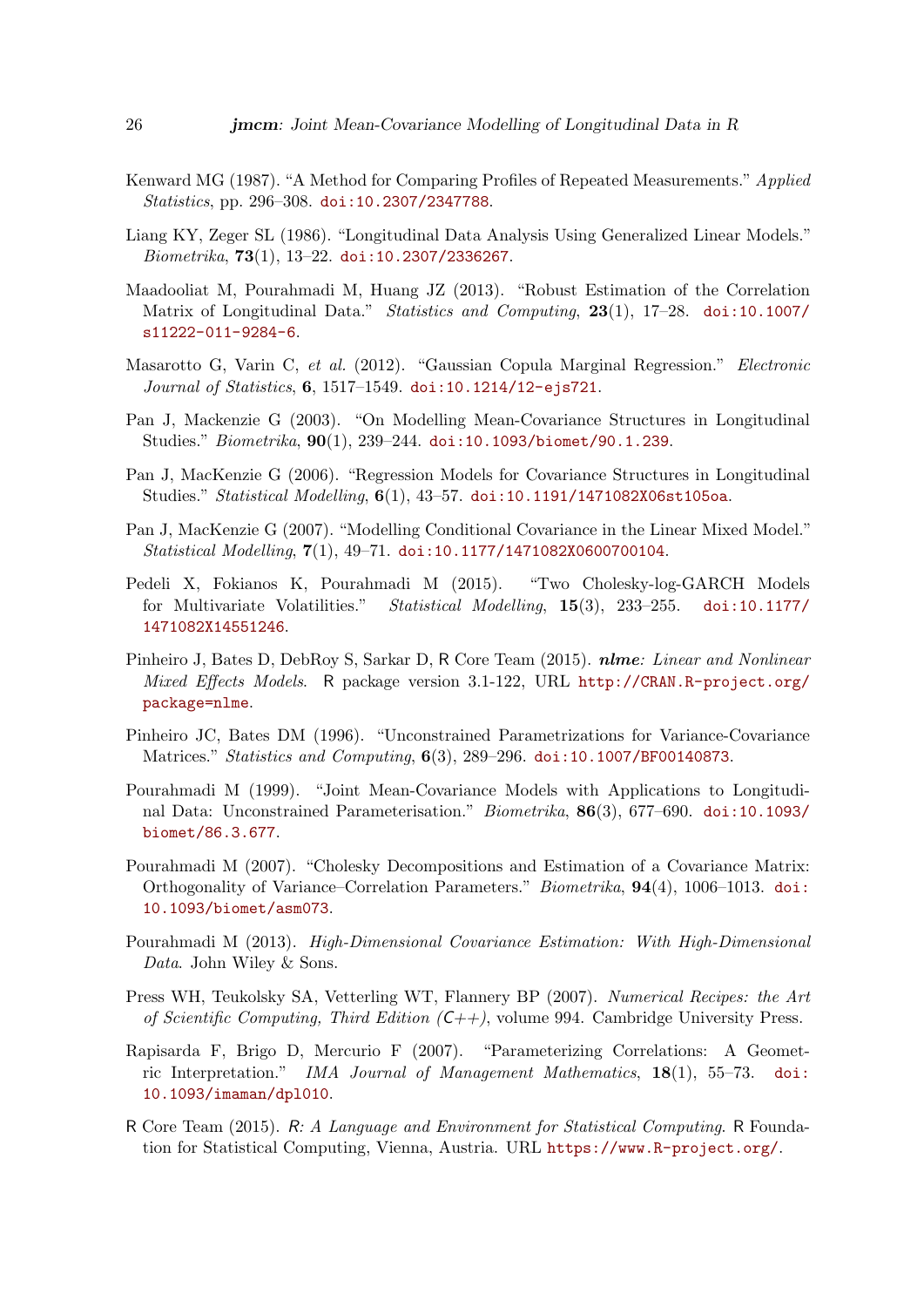Kenward MG (1987). "A Method for Comparing Profiles of Repeated Measurements." *Applied Statistics*, pp. 296–308. doi:10.2307/2347788.

Liang KY, Zeger SL (1986). "Longitudinal Data Analysis Using Generalized Linear Models." *Biometrika*, **73**(1), 13–22. doi:10.2307/2336267.

Maadooliat M, Pourahmadi M, Huang JZ (2013). "Robust Estimation of the Correlation Matrix of Longitudinal Data." *Statistics and Computing*, **23**(1), 17–28. doi:10.1007/s11222-011-9284-6.

Masarotto G, Varin C, *et al.* (2012). "Gaussian Copula Marginal Regression." *Electronic Journal of Statistics*, **6**, 1517–1549. doi:10.1214/12-ejs721.

Pan J, Mackenzie G (2003). "On Modelling Mean-Covariance Structures in Longitudinal Studies." *Biometrika*, **90**(1), 239–244. doi:10.1093/biomet/90.1.239.

Pan J, MacKenzie G (2006). "Regression Models for Covariance Structures in Longitudinal Studies." *Statistical Modelling*, **6**(1), 43–57. doi:10.1191/1471082X06st105oa.

Pan J, MacKenzie G (2007). "Modelling Conditional Covariance in the Linear Mixed Model." *Statistical Modelling*, **7**(1), 49–71. doi:10.1177/1471082X0600700104.

Pedeli X, Fokianos K, Pourahmadi M (2015). "Two Cholesky-log-GARCH Models for Multivariate Volatilities." *Statistical Modelling*, **15**(3), 233–255. doi:10.1177/1471082X14551246.

Pinheiro J, Bates D, DebRoy S, Sarkar D, R Core Team (2015). ***nlme**: Linear and Nonlinear Mixed Effects Models*. R package version 3.1-122, URL http://CRAN.R-project.org/package=nlme.

Pinheiro JC, Bates DM (1996). "Unconstrained Parametrizations for Variance-Covariance Matrices." *Statistics and Computing*, **6**(3), 289–296. doi:10.1007/BF00140873.

Pourahmadi M (1999). "Joint Mean-Covariance Models with Applications to Longitudinal Data: Unconstrained Parameterisation." *Biometrika*, **86**(3), 677–690. doi:10.1093/biomet/86.3.677.

Pourahmadi M (2007). "Cholesky Decompositions and Estimation of a Covariance Matrix: Orthogonality of Variance–Correlation Parameters." *Biometrika*, **94**(4), 1006–1013. doi:10.1093/biomet/asm073.

Pourahmadi M (2013). *High-Dimensional Covariance Estimation: With High-Dimensional Data*. John Wiley & Sons.

Press WH, Teukolsky SA, Vetterling WT, Flannery BP (2007). *Numerical Recipes: the Art of Scientific Computing, Third Edition (C++)*, volume 994. Cambridge University Press.

Rapisarda F, Brigo D, Mercurio F (2007). "Parameterizing Correlations: A Geometric Interpretation." *IMA Journal of Management Mathematics*, **18**(1), 55–73. doi:10.1093/imaman/dpl010.

R Core Team (2015). *R: A Language and Environment for Statistical Computing*. R Foundation for Statistical Computing, Vienna, Austria. URL https://www.R-project.org/.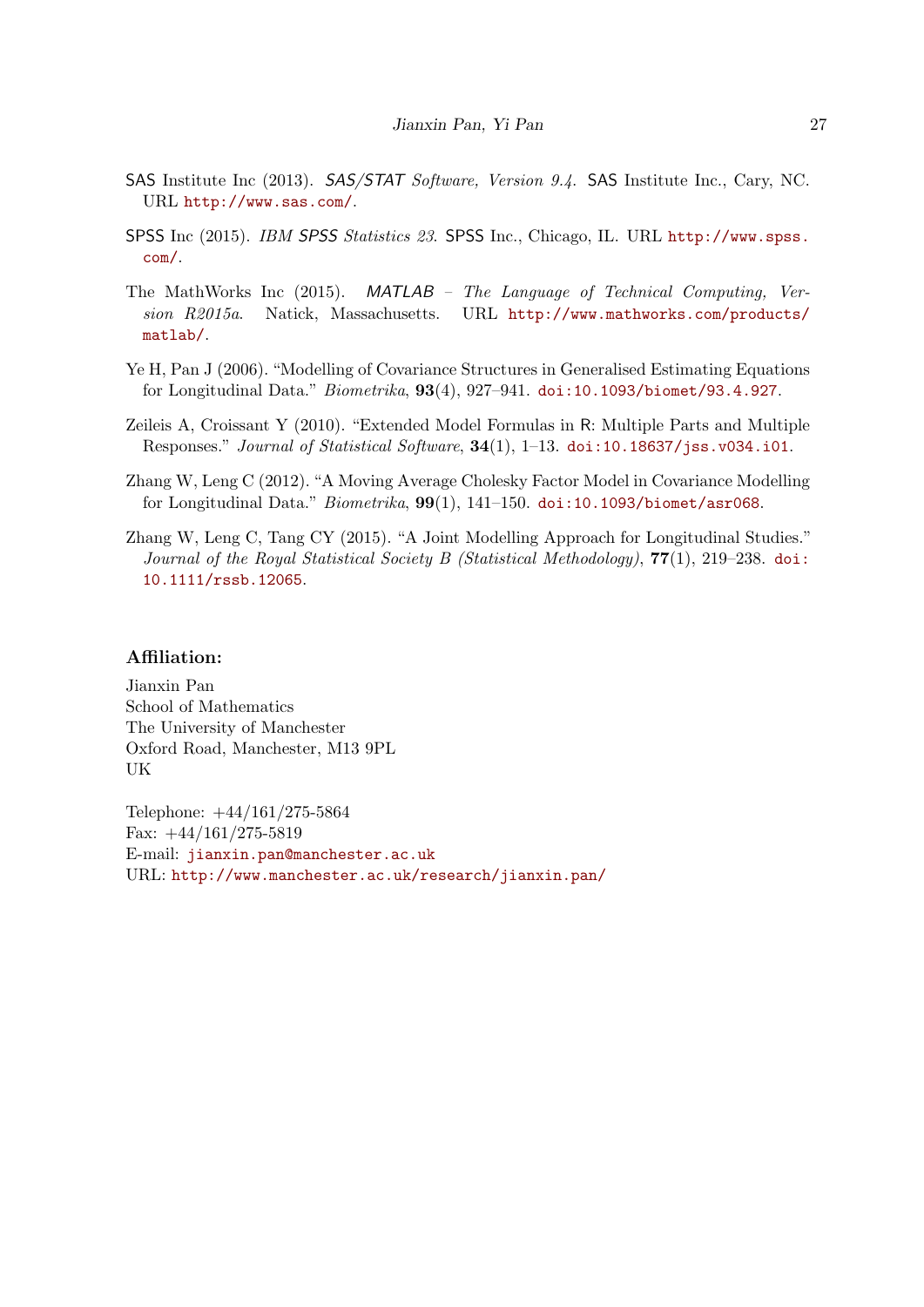SAS Institute Inc (2013). *SAS/STAT Software, Version 9.4*. SAS Institute Inc., Cary, NC. URL http://www.sas.com/.

SPSS Inc (2015). *IBM SPSS Statistics 23*. SPSS Inc., Chicago, IL. URL http://www.spss.com/.

The MathWorks Inc (2015). *MATLAB – The Language of Technical Computing, Version R2015a*. Natick, Massachusetts. URL http://www.mathworks.com/products/matlab/.

Ye H, Pan J (2006). "Modelling of Covariance Structures in Generalised Estimating Equations for Longitudinal Data." *Biometrika*, **93**(4), 927–941. doi:10.1093/biomet/93.4.927.

Zeileis A, Croissant Y (2010). "Extended Model Formulas in R: Multiple Parts and Multiple Responses." *Journal of Statistical Software*, **34**(1), 1–13. doi:10.18637/jss.v034.i01.

Zhang W, Leng C (2012). "A Moving Average Cholesky Factor Model in Covariance Modelling for Longitudinal Data." *Biometrika*, **99**(1), 141–150. doi:10.1093/biomet/asr068.

Zhang W, Leng C, Tang CY (2015). "A Joint Modelling Approach for Longitudinal Studies." *Journal of the Royal Statistical Society B (Statistical Methodology)*, **77**(1), 219–238. doi:10.1111/rssb.12065.

**Affiliation:**

Jianxin Pan
School of Mathematics
The University of Manchester
Oxford Road, Manchester, M13 9PL
UK

Telephone: +44/161/275-5864
Fax: +44/161/275-5819
E-mail: jianxin.pan@manchester.ac.uk
URL: http://www.manchester.ac.uk/research/jianxin.pan/